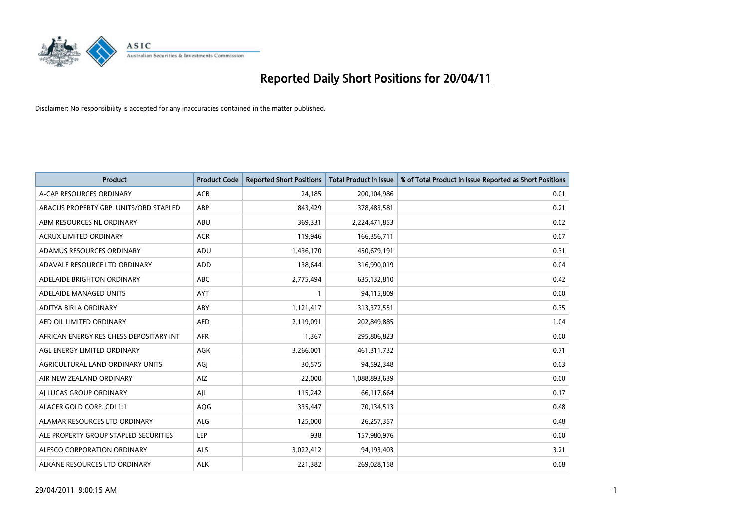# Reported Daily Short Positions for 20/04/11

Disclaimer: No responsibility is accepted for any inaccuracies contained in the matter published.

| Product | Product Code | Reported Short Positions | Total Product in Issue | % of Total Product in Issue Reported as Short Positions |
|---|---|---|---|---|
| A-CAP RESOURCES ORDINARY | ACB | 24,185 | 200,104,986 | 0.01 |
| ABACUS PROPERTY GRP. UNITS/ORD STAPLED | ABP | 843,429 | 378,483,581 | 0.21 |
| ABM RESOURCES NL ORDINARY | ABU | 369,331 | 2,224,471,853 | 0.02 |
| ACRUX LIMITED ORDINARY | ACR | 119,946 | 166,356,711 | 0.07 |
| ADAMUS RESOURCES ORDINARY | ADU | 1,436,170 | 450,679,191 | 0.31 |
| ADAVALE RESOURCE LTD ORDINARY | ADD | 138,644 | 316,990,019 | 0.04 |
| ADELAIDE BRIGHTON ORDINARY | ABC | 2,775,494 | 635,132,810 | 0.42 |
| ADELAIDE MANAGED UNITS | AYT | 1 | 94,115,809 | 0.00 |
| ADITYA BIRLA ORDINARY | ABY | 1,121,417 | 313,372,551 | 0.35 |
| AED OIL LIMITED ORDINARY | AED | 2,119,091 | 202,849,885 | 1.04 |
| AFRICAN ENERGY RES CHESS DEPOSITARY INT | AFR | 1,367 | 295,806,823 | 0.00 |
| AGL ENERGY LIMITED ORDINARY | AGK | 3,266,001 | 461,311,732 | 0.71 |
| AGRICULTURAL LAND ORDINARY UNITS | AGJ | 30,575 | 94,592,348 | 0.03 |
| AIR NEW ZEALAND ORDINARY | AIZ | 22,000 | 1,088,893,639 | 0.00 |
| AJ LUCAS GROUP ORDINARY | AJL | 115,242 | 66,117,664 | 0.17 |
| ALACER GOLD CORP. CDI 1:1 | AQG | 335,447 | 70,134,513 | 0.48 |
| ALAMAR RESOURCES LTD ORDINARY | ALG | 125,000 | 26,257,357 | 0.48 |
| ALE PROPERTY GROUP STAPLED SECURITIES | LEP | 938 | 157,980,976 | 0.00 |
| ALESCO CORPORATION ORDINARY | ALS | 3,022,412 | 94,193,403 | 3.21 |
| ALKANE RESOURCES LTD ORDINARY | ALK | 221,382 | 269,028,158 | 0.08 |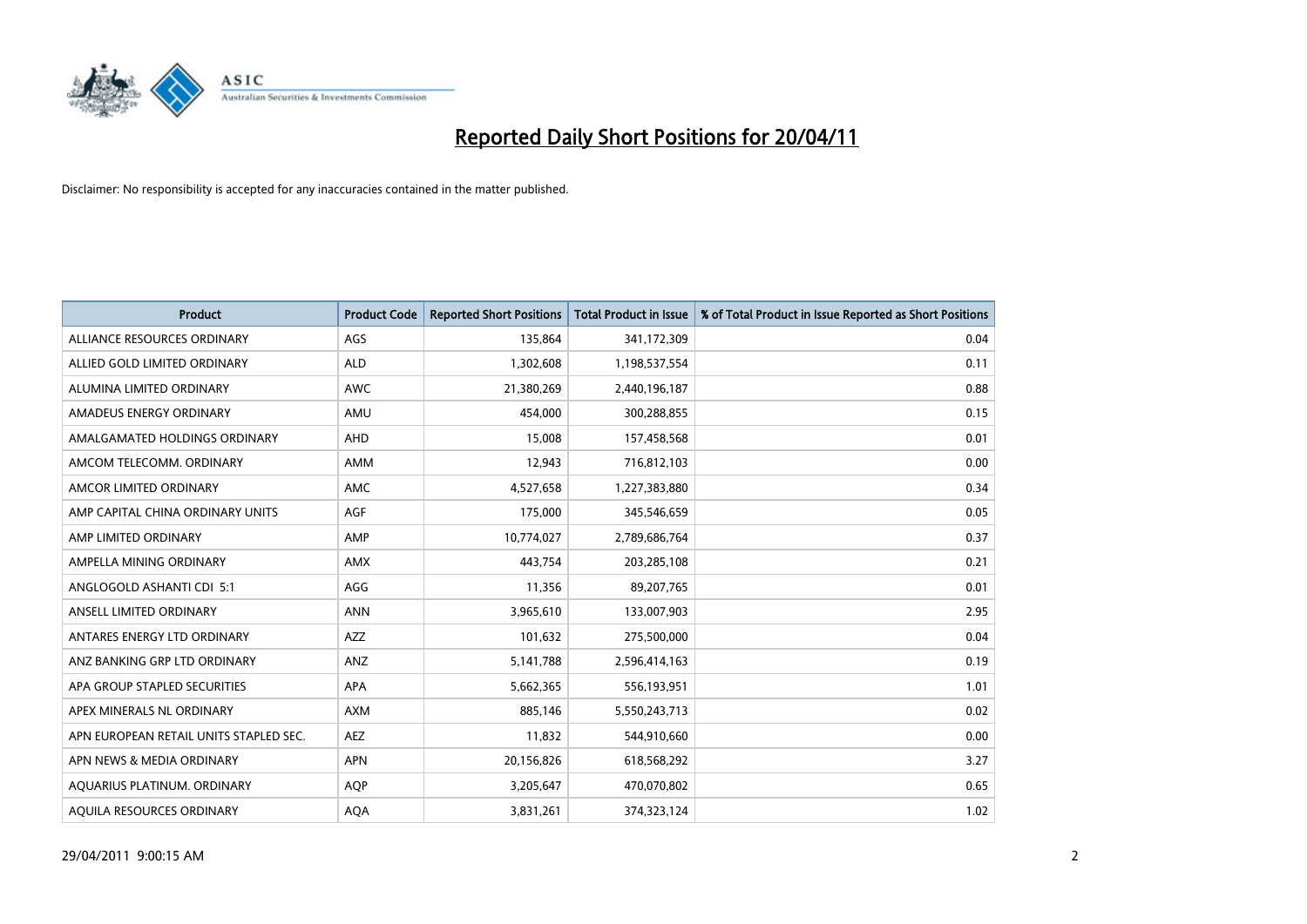# Reported Daily Short Positions for 20/04/11

Disclaimer: No responsibility is accepted for any inaccuracies contained in the matter published.

| Product | Product Code | Reported Short Positions | Total Product in Issue | % of Total Product in Issue Reported as Short Positions |
|---|---|---|---|---|
| ALLIANCE RESOURCES ORDINARY | AGS | 135,864 | 341,172,309 | 0.04 |
| ALLIED GOLD LIMITED ORDINARY | ALD | 1,302,608 | 1,198,537,554 | 0.11 |
| ALUMINA LIMITED ORDINARY | AWC | 21,380,269 | 2,440,196,187 | 0.88 |
| AMADEUS ENERGY ORDINARY | AMU | 454,000 | 300,288,855 | 0.15 |
| AMALGAMATED HOLDINGS ORDINARY | AHD | 15,008 | 157,458,568 | 0.01 |
| AMCOM TELECOMM. ORDINARY | AMM | 12,943 | 716,812,103 | 0.00 |
| AMCOR LIMITED ORDINARY | AMC | 4,527,658 | 1,227,383,880 | 0.34 |
| AMP CAPITAL CHINA ORDINARY UNITS | AGF | 175,000 | 345,546,659 | 0.05 |
| AMP LIMITED ORDINARY | AMP | 10,774,027 | 2,789,686,764 | 0.37 |
| AMPELLA MINING ORDINARY | AMX | 443,754 | 203,285,108 | 0.21 |
| ANGLOGOLD ASHANTI CDI 5:1 | AGG | 11,356 | 89,207,765 | 0.01 |
| ANSELL LIMITED ORDINARY | ANN | 3,965,610 | 133,007,903 | 2.95 |
| ANTARES ENERGY LTD ORDINARY | AZZ | 101,632 | 275,500,000 | 0.04 |
| ANZ BANKING GRP LTD ORDINARY | ANZ | 5,141,788 | 2,596,414,163 | 0.19 |
| APA GROUP STAPLED SECURITIES | APA | 5,662,365 | 556,193,951 | 1.01 |
| APEX MINERALS NL ORDINARY | AXM | 885,146 | 5,550,243,713 | 0.02 |
| APN EUROPEAN RETAIL UNITS STAPLED SEC. | AEZ | 11,832 | 544,910,660 | 0.00 |
| APN NEWS & MEDIA ORDINARY | APN | 20,156,826 | 618,568,292 | 3.27 |
| AQUARIUS PLATINUM. ORDINARY | AQP | 3,205,647 | 470,070,802 | 0.65 |
| AQUILA RESOURCES ORDINARY | AQA | 3,831,261 | 374,323,124 | 1.02 |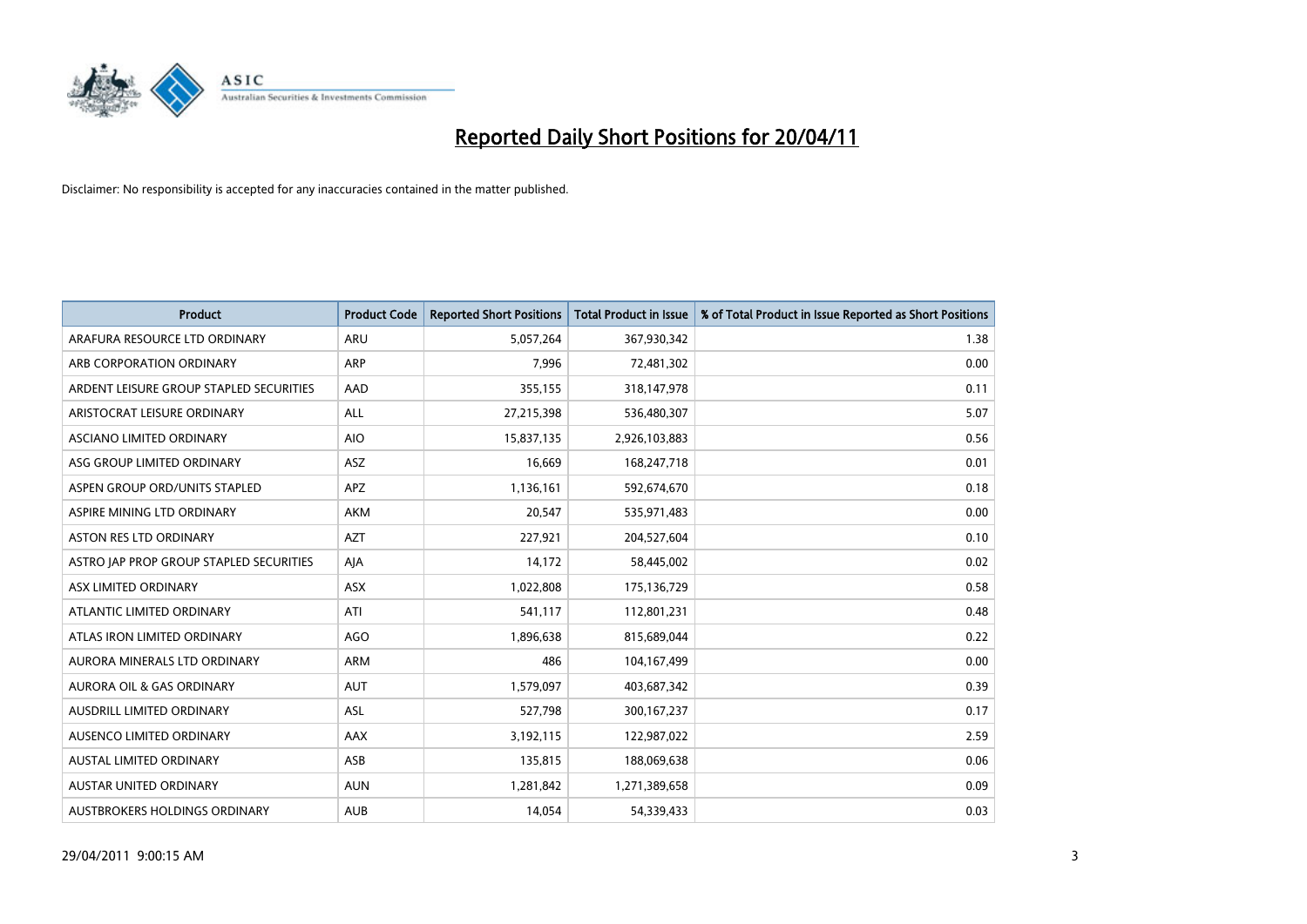# Reported Daily Short Positions for 20/04/11

Disclaimer: No responsibility is accepted for any inaccuracies contained in the matter published.

| Product | Product Code | Reported Short Positions | Total Product in Issue | % of Total Product in Issue Reported as Short Positions |
|---|---|---|---|---|
| ARAFURA RESOURCE LTD ORDINARY | ARU | 5,057,264 | 367,930,342 | 1.38 |
| ARB CORPORATION ORDINARY | ARP | 7,996 | 72,481,302 | 0.00 |
| ARDENT LEISURE GROUP STAPLED SECURITIES | AAD | 355,155 | 318,147,978 | 0.11 |
| ARISTOCRAT LEISURE ORDINARY | ALL | 27,215,398 | 536,480,307 | 5.07 |
| ASCIANO LIMITED ORDINARY | AIO | 15,837,135 | 2,926,103,883 | 0.56 |
| ASG GROUP LIMITED ORDINARY | ASZ | 16,669 | 168,247,718 | 0.01 |
| ASPEN GROUP ORD/UNITS STAPLED | APZ | 1,136,161 | 592,674,670 | 0.18 |
| ASPIRE MINING LTD ORDINARY | AKM | 20,547 | 535,971,483 | 0.00 |
| ASTON RES LTD ORDINARY | AZT | 227,921 | 204,527,604 | 0.10 |
| ASTRO JAP PROP GROUP STAPLED SECURITIES | AJA | 14,172 | 58,445,002 | 0.02 |
| ASX LIMITED ORDINARY | ASX | 1,022,808 | 175,136,729 | 0.58 |
| ATLANTIC LIMITED ORDINARY | ATI | 541,117 | 112,801,231 | 0.48 |
| ATLAS IRON LIMITED ORDINARY | AGO | 1,896,638 | 815,689,044 | 0.22 |
| AURORA MINERALS LTD ORDINARY | ARM | 486 | 104,167,499 | 0.00 |
| AURORA OIL & GAS ORDINARY | AUT | 1,579,097 | 403,687,342 | 0.39 |
| AUSDRILL LIMITED ORDINARY | ASL | 527,798 | 300,167,237 | 0.17 |
| AUSENCO LIMITED ORDINARY | AAX | 3,192,115 | 122,987,022 | 2.59 |
| AUSTAL LIMITED ORDINARY | ASB | 135,815 | 188,069,638 | 0.06 |
| AUSTAR UNITED ORDINARY | AUN | 1,281,842 | 1,271,389,658 | 0.09 |
| AUSTBROKERS HOLDINGS ORDINARY | AUB | 14,054 | 54,339,433 | 0.03 |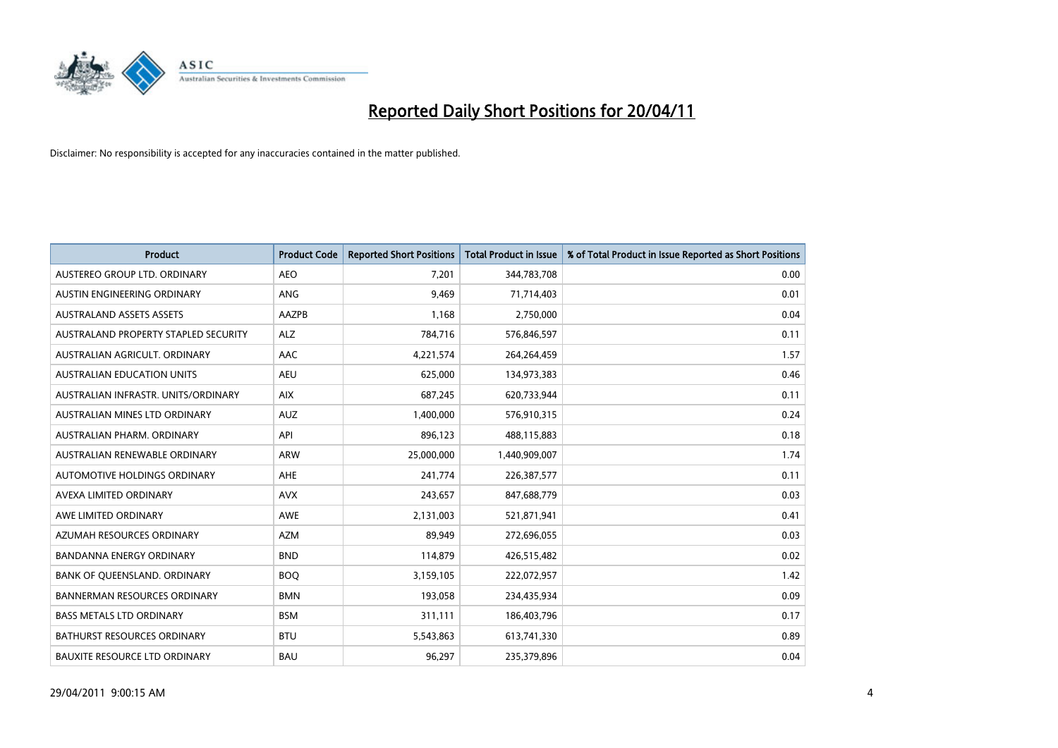# Reported Daily Short Positions for 20/04/11

Disclaimer: No responsibility is accepted for any inaccuracies contained in the matter published.

| Product | Product Code | Reported Short Positions | Total Product in Issue | % of Total Product in Issue Reported as Short Positions |
|---|---|---|---|---|
| AUSTEREO GROUP LTD. ORDINARY | AEO | 7,201 | 344,783,708 | 0.00 |
| AUSTIN ENGINEERING ORDINARY | ANG | 9,469 | 71,714,403 | 0.01 |
| AUSTRALAND ASSETS ASSETS | AAZPB | 1,168 | 2,750,000 | 0.04 |
| AUSTRALAND PROPERTY STAPLED SECURITY | ALZ | 784,716 | 576,846,597 | 0.11 |
| AUSTRALIAN AGRICULT. ORDINARY | AAC | 4,221,574 | 264,264,459 | 1.57 |
| AUSTRALIAN EDUCATION UNITS | AEU | 625,000 | 134,973,383 | 0.46 |
| AUSTRALIAN INFRASTR. UNITS/ORDINARY | AIX | 687,245 | 620,733,944 | 0.11 |
| AUSTRALIAN MINES LTD ORDINARY | AUZ | 1,400,000 | 576,910,315 | 0.24 |
| AUSTRALIAN PHARM. ORDINARY | API | 896,123 | 488,115,883 | 0.18 |
| AUSTRALIAN RENEWABLE ORDINARY | ARW | 25,000,000 | 1,440,909,007 | 1.74 |
| AUTOMOTIVE HOLDINGS ORDINARY | AHE | 241,774 | 226,387,577 | 0.11 |
| AVEXA LIMITED ORDINARY | AVX | 243,657 | 847,688,779 | 0.03 |
| AWE LIMITED ORDINARY | AWE | 2,131,003 | 521,871,941 | 0.41 |
| AZUMAH RESOURCES ORDINARY | AZM | 89,949 | 272,696,055 | 0.03 |
| BANDANNA ENERGY ORDINARY | BND | 114,879 | 426,515,482 | 0.02 |
| BANK OF QUEENSLAND. ORDINARY | BOQ | 3,159,105 | 222,072,957 | 1.42 |
| BANNERMAN RESOURCES ORDINARY | BMN | 193,058 | 234,435,934 | 0.09 |
| BASS METALS LTD ORDINARY | BSM | 311,111 | 186,403,796 | 0.17 |
| BATHURST RESOURCES ORDINARY | BTU | 5,543,863 | 613,741,330 | 0.89 |
| BAUXITE RESOURCE LTD ORDINARY | BAU | 96,297 | 235,379,896 | 0.04 |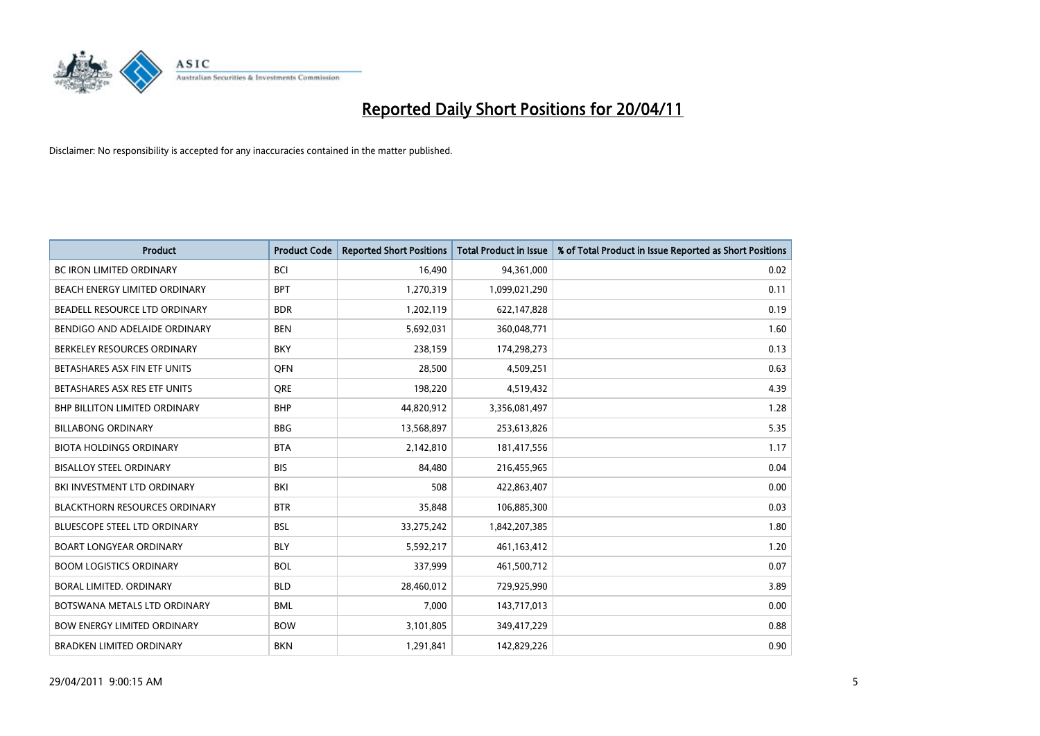# Reported Daily Short Positions for 20/04/11

Disclaimer: No responsibility is accepted for any inaccuracies contained in the matter published.

| Product | Product Code | Reported Short Positions | Total Product in Issue | % of Total Product in Issue Reported as Short Positions |
|---|---|---|---|---|
| BC IRON LIMITED ORDINARY | BCI | 16,490 | 94,361,000 | 0.02 |
| BEACH ENERGY LIMITED ORDINARY | BPT | 1,270,319 | 1,099,021,290 | 0.11 |
| BEADELL RESOURCE LTD ORDINARY | BDR | 1,202,119 | 622,147,828 | 0.19 |
| BENDIGO AND ADELAIDE ORDINARY | BEN | 5,692,031 | 360,048,771 | 1.60 |
| BERKELEY RESOURCES ORDINARY | BKY | 238,159 | 174,298,273 | 0.13 |
| BETASHARES ASX FIN ETF UNITS | QFN | 28,500 | 4,509,251 | 0.63 |
| BETASHARES ASX RES ETF UNITS | QRE | 198,220 | 4,519,432 | 4.39 |
| BHP BILLITON LIMITED ORDINARY | BHP | 44,820,912 | 3,356,081,497 | 1.28 |
| BILLABONG ORDINARY | BBG | 13,568,897 | 253,613,826 | 5.35 |
| BIOTA HOLDINGS ORDINARY | BTA | 2,142,810 | 181,417,556 | 1.17 |
| BISALLOY STEEL ORDINARY | BIS | 84,480 | 216,455,965 | 0.04 |
| BKI INVESTMENT LTD ORDINARY | BKI | 508 | 422,863,407 | 0.00 |
| BLACKTHORN RESOURCES ORDINARY | BTR | 35,848 | 106,885,300 | 0.03 |
| BLUESCOPE STEEL LTD ORDINARY | BSL | 33,275,242 | 1,842,207,385 | 1.80 |
| BOART LONGYEAR ORDINARY | BLY | 5,592,217 | 461,163,412 | 1.20 |
| BOOM LOGISTICS ORDINARY | BOL | 337,999 | 461,500,712 | 0.07 |
| BORAL LIMITED. ORDINARY | BLD | 28,460,012 | 729,925,990 | 3.89 |
| BOTSWANA METALS LTD ORDINARY | BML | 7,000 | 143,717,013 | 0.00 |
| BOW ENERGY LIMITED ORDINARY | BOW | 3,101,805 | 349,417,229 | 0.88 |
| BRADKEN LIMITED ORDINARY | BKN | 1,291,841 | 142,829,226 | 0.90 |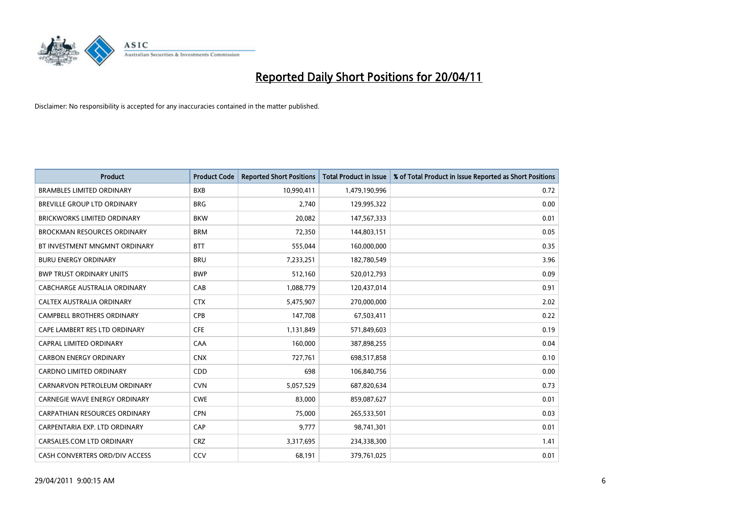# Reported Daily Short Positions for 20/04/11

Disclaimer: No responsibility is accepted for any inaccuracies contained in the matter published.

| Product | Product Code | Reported Short Positions | Total Product in Issue | % of Total Product in Issue Reported as Short Positions |
|---|---|---|---|---|
| BRAMBLES LIMITED ORDINARY | BXB | 10,990,411 | 1,479,190,996 | 0.72 |
| BREVILLE GROUP LTD ORDINARY | BRG | 2,740 | 129,995,322 | 0.00 |
| BRICKWORKS LIMITED ORDINARY | BKW | 20,082 | 147,567,333 | 0.01 |
| BROCKMAN RESOURCES ORDINARY | BRM | 72,350 | 144,803,151 | 0.05 |
| BT INVESTMENT MNGMNT ORDINARY | BTT | 555,044 | 160,000,000 | 0.35 |
| BURU ENERGY ORDINARY | BRU | 7,233,251 | 182,780,549 | 3.96 |
| BWP TRUST ORDINARY UNITS | BWP | 512,160 | 520,012,793 | 0.09 |
| CABCHARGE AUSTRALIA ORDINARY | CAB | 1,088,779 | 120,437,014 | 0.91 |
| CALTEX AUSTRALIA ORDINARY | CTX | 5,475,907 | 270,000,000 | 2.02 |
| CAMPBELL BROTHERS ORDINARY | CPB | 147,708 | 67,503,411 | 0.22 |
| CAPE LAMBERT RES LTD ORDINARY | CFE | 1,131,849 | 571,849,603 | 0.19 |
| CAPRAL LIMITED ORDINARY | CAA | 160,000 | 387,898,255 | 0.04 |
| CARBON ENERGY ORDINARY | CNX | 727,761 | 698,517,858 | 0.10 |
| CARDNO LIMITED ORDINARY | CDD | 698 | 106,840,756 | 0.00 |
| CARNARVON PETROLEUM ORDINARY | CVN | 5,057,529 | 687,820,634 | 0.73 |
| CARNEGIE WAVE ENERGY ORDINARY | CWE | 83,000 | 859,087,627 | 0.01 |
| CARPATHIAN RESOURCES ORDINARY | CPN | 75,000 | 265,533,501 | 0.03 |
| CARPENTARIA EXP. LTD ORDINARY | CAP | 9,777 | 98,741,301 | 0.01 |
| CARSALES.COM LTD ORDINARY | CRZ | 3,317,695 | 234,338,300 | 1.41 |
| CASH CONVERTERS ORD/DIV ACCESS | CCV | 68,191 | 379,761,025 | 0.01 |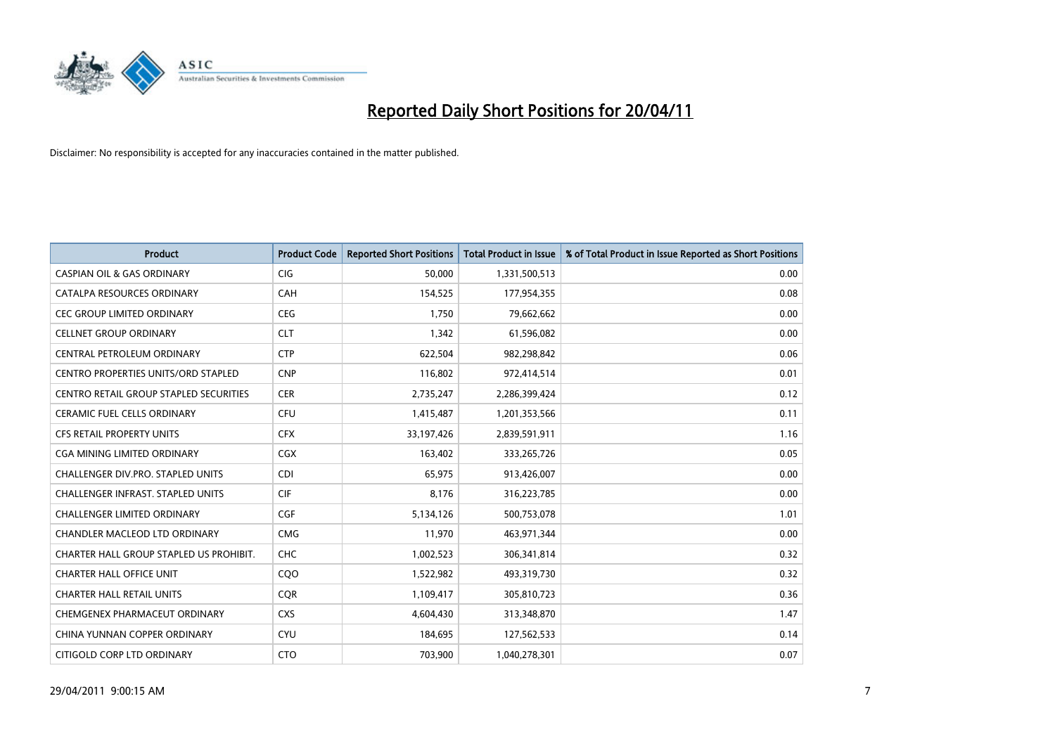# Reported Daily Short Positions for 20/04/11

Disclaimer: No responsibility is accepted for any inaccuracies contained in the matter published.

| Product | Product Code | Reported Short Positions | Total Product in Issue | % of Total Product in Issue Reported as Short Positions |
|---|---|---|---|---|
| CASPIAN OIL & GAS ORDINARY | CIG | 50,000 | 1,331,500,513 | 0.00 |
| CATALPA RESOURCES ORDINARY | CAH | 154,525 | 177,954,355 | 0.08 |
| CEC GROUP LIMITED ORDINARY | CEG | 1,750 | 79,662,662 | 0.00 |
| CELLNET GROUP ORDINARY | CLT | 1,342 | 61,596,082 | 0.00 |
| CENTRAL PETROLEUM ORDINARY | CTP | 622,504 | 982,298,842 | 0.06 |
| CENTRO PROPERTIES UNITS/ORD STAPLED | CNP | 116,802 | 972,414,514 | 0.01 |
| CENTRO RETAIL GROUP STAPLED SECURITIES | CER | 2,735,247 | 2,286,399,424 | 0.12 |
| CERAMIC FUEL CELLS ORDINARY | CFU | 1,415,487 | 1,201,353,566 | 0.11 |
| CFS RETAIL PROPERTY UNITS | CFX | 33,197,426 | 2,839,591,911 | 1.16 |
| CGA MINING LIMITED ORDINARY | CGX | 163,402 | 333,265,726 | 0.05 |
| CHALLENGER DIV.PRO. STAPLED UNITS | CDI | 65,975 | 913,426,007 | 0.00 |
| CHALLENGER INFRAST. STAPLED UNITS | CIF | 8,176 | 316,223,785 | 0.00 |
| CHALLENGER LIMITED ORDINARY | CGF | 5,134,126 | 500,753,078 | 1.01 |
| CHANDLER MACLEOD LTD ORDINARY | CMG | 11,970 | 463,971,344 | 0.00 |
| CHARTER HALL GROUP STAPLED US PROHIBIT. | CHC | 1,002,523 | 306,341,814 | 0.32 |
| CHARTER HALL OFFICE UNIT | CQO | 1,522,982 | 493,319,730 | 0.32 |
| CHARTER HALL RETAIL UNITS | CQR | 1,109,417 | 305,810,723 | 0.36 |
| CHEMGENEX PHARMACEUT ORDINARY | CXS | 4,604,430 | 313,348,870 | 1.47 |
| CHINA YUNNAN COPPER ORDINARY | CYU | 184,695 | 127,562,533 | 0.14 |
| CITIGOLD CORP LTD ORDINARY | CTO | 703,900 | 1,040,278,301 | 0.07 |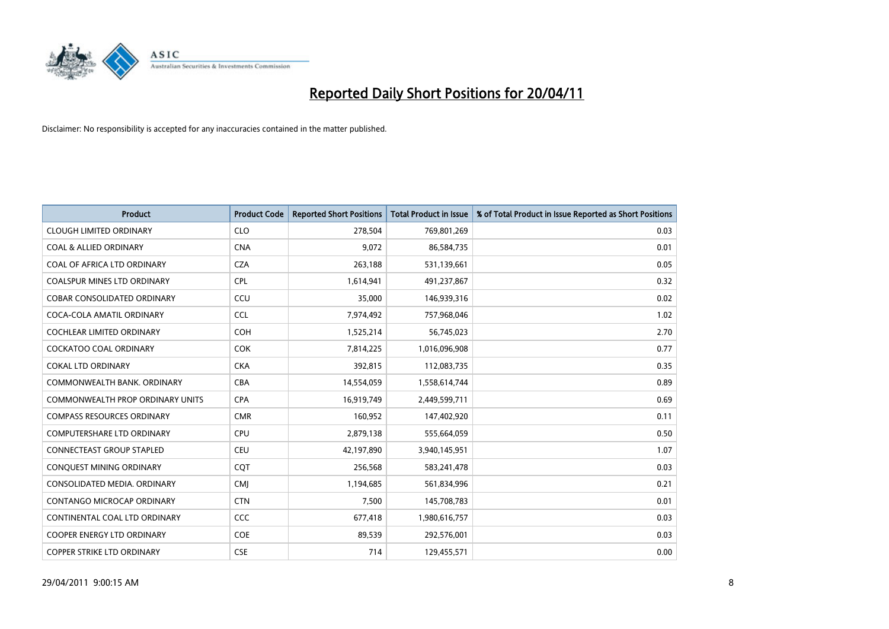# Reported Daily Short Positions for 20/04/11

Disclaimer: No responsibility is accepted for any inaccuracies contained in the matter published.

| Product | Product Code | Reported Short Positions | Total Product in Issue | % of Total Product in Issue Reported as Short Positions |
|---|---|---|---|---|
| CLOUGH LIMITED ORDINARY | CLO | 278,504 | 769,801,269 | 0.03 |
| COAL & ALLIED ORDINARY | CNA | 9,072 | 86,584,735 | 0.01 |
| COAL OF AFRICA LTD ORDINARY | CZA | 263,188 | 531,139,661 | 0.05 |
| COALSPUR MINES LTD ORDINARY | CPL | 1,614,941 | 491,237,867 | 0.32 |
| COBAR CONSOLIDATED ORDINARY | CCU | 35,000 | 146,939,316 | 0.02 |
| COCA-COLA AMATIL ORDINARY | CCL | 7,974,492 | 757,968,046 | 1.02 |
| COCHLEAR LIMITED ORDINARY | COH | 1,525,214 | 56,745,023 | 2.70 |
| COCKATOO COAL ORDINARY | COK | 7,814,225 | 1,016,096,908 | 0.77 |
| COKAL LTD ORDINARY | CKA | 392,815 | 112,083,735 | 0.35 |
| COMMONWEALTH BANK. ORDINARY | CBA | 14,554,059 | 1,558,614,744 | 0.89 |
| COMMONWEALTH PROP ORDINARY UNITS | CPA | 16,919,749 | 2,449,599,711 | 0.69 |
| COMPASS RESOURCES ORDINARY | CMR | 160,952 | 147,402,920 | 0.11 |
| COMPUTERSHARE LTD ORDINARY | CPU | 2,879,138 | 555,664,059 | 0.50 |
| CONNECTEAST GROUP STAPLED | CEU | 42,197,890 | 3,940,145,951 | 1.07 |
| CONQUEST MINING ORDINARY | CQT | 256,568 | 583,241,478 | 0.03 |
| CONSOLIDATED MEDIA. ORDINARY | CMJ | 1,194,685 | 561,834,996 | 0.21 |
| CONTANGO MICROCAP ORDINARY | CTN | 7,500 | 145,708,783 | 0.01 |
| CONTINENTAL COAL LTD ORDINARY | CCC | 677,418 | 1,980,616,757 | 0.03 |
| COOPER ENERGY LTD ORDINARY | COE | 89,539 | 292,576,001 | 0.03 |
| COPPER STRIKE LTD ORDINARY | CSE | 714 | 129,455,571 | 0.00 |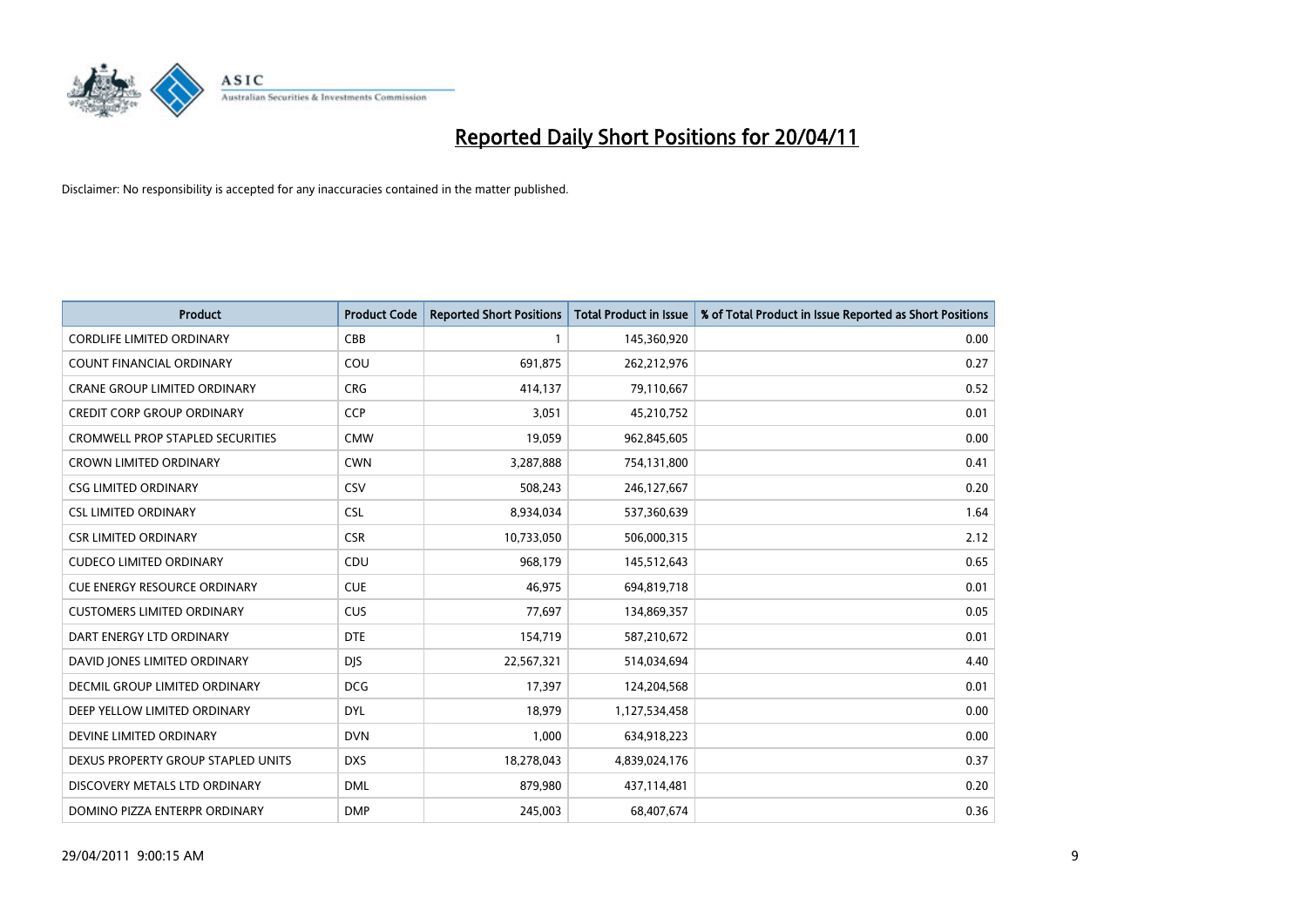# Reported Daily Short Positions for 20/04/11

Disclaimer: No responsibility is accepted for any inaccuracies contained in the matter published.

| Product | Product Code | Reported Short Positions | Total Product in Issue | % of Total Product in Issue Reported as Short Positions |
|---|---|---|---|---|
| CORDLIFE LIMITED ORDINARY | CBB | 1 | 145,360,920 | 0.00 |
| COUNT FINANCIAL ORDINARY | COU | 691,875 | 262,212,976 | 0.27 |
| CRANE GROUP LIMITED ORDINARY | CRG | 414,137 | 79,110,667 | 0.52 |
| CREDIT CORP GROUP ORDINARY | CCP | 3,051 | 45,210,752 | 0.01 |
| CROMWELL PROP STAPLED SECURITIES | CMW | 19,059 | 962,845,605 | 0.00 |
| CROWN LIMITED ORDINARY | CWN | 3,287,888 | 754,131,800 | 0.41 |
| CSG LIMITED ORDINARY | CSV | 508,243 | 246,127,667 | 0.20 |
| CSL LIMITED ORDINARY | CSL | 8,934,034 | 537,360,639 | 1.64 |
| CSR LIMITED ORDINARY | CSR | 10,733,050 | 506,000,315 | 2.12 |
| CUDECO LIMITED ORDINARY | CDU | 968,179 | 145,512,643 | 0.65 |
| CUE ENERGY RESOURCE ORDINARY | CUE | 46,975 | 694,819,718 | 0.01 |
| CUSTOMERS LIMITED ORDINARY | CUS | 77,697 | 134,869,357 | 0.05 |
| DART ENERGY LTD ORDINARY | DTE | 154,719 | 587,210,672 | 0.01 |
| DAVID JONES LIMITED ORDINARY | DJS | 22,567,321 | 514,034,694 | 4.40 |
| DECMIL GROUP LIMITED ORDINARY | DCG | 17,397 | 124,204,568 | 0.01 |
| DEEP YELLOW LIMITED ORDINARY | DYL | 18,979 | 1,127,534,458 | 0.00 |
| DEVINE LIMITED ORDINARY | DVN | 1,000 | 634,918,223 | 0.00 |
| DEXUS PROPERTY GROUP STAPLED UNITS | DXS | 18,278,043 | 4,839,024,176 | 0.37 |
| DISCOVERY METALS LTD ORDINARY | DML | 879,980 | 437,114,481 | 0.20 |
| DOMINO PIZZA ENTERPR ORDINARY | DMP | 245,003 | 68,407,674 | 0.36 |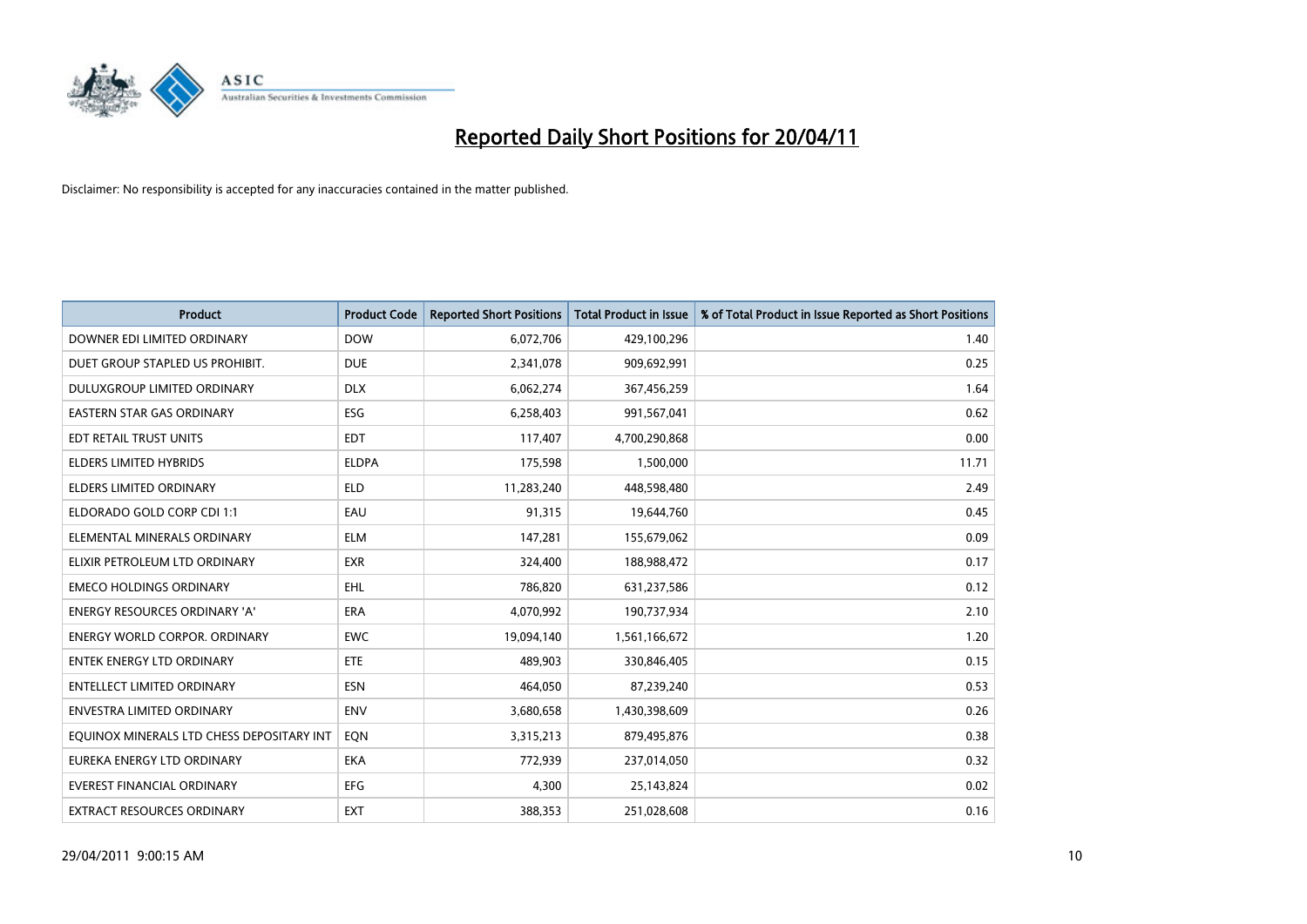# Reported Daily Short Positions for 20/04/11

Disclaimer: No responsibility is accepted for any inaccuracies contained in the matter published.

| Product | Product Code | Reported Short Positions | Total Product in Issue | % of Total Product in Issue Reported as Short Positions |
|---|---|---|---|---|
| DOWNER EDI LIMITED ORDINARY | DOW | 6,072,706 | 429,100,296 | 1.40 |
| DUET GROUP STAPLED US PROHIBIT. | DUE | 2,341,078 | 909,692,991 | 0.25 |
| DULUXGROUP LIMITED ORDINARY | DLX | 6,062,274 | 367,456,259 | 1.64 |
| EASTERN STAR GAS ORDINARY | ESG | 6,258,403 | 991,567,041 | 0.62 |
| EDT RETAIL TRUST UNITS | EDT | 117,407 | 4,700,290,868 | 0.00 |
| ELDERS LIMITED HYBRIDS | ELDPA | 175,598 | 1,500,000 | 11.71 |
| ELDERS LIMITED ORDINARY | ELD | 11,283,240 | 448,598,480 | 2.49 |
| ELDORADO GOLD CORP CDI 1:1 | EAU | 91,315 | 19,644,760 | 0.45 |
| ELEMENTAL MINERALS ORDINARY | ELM | 147,281 | 155,679,062 | 0.09 |
| ELIXIR PETROLEUM LTD ORDINARY | EXR | 324,400 | 188,988,472 | 0.17 |
| EMECO HOLDINGS ORDINARY | EHL | 786,820 | 631,237,586 | 0.12 |
| ENERGY RESOURCES ORDINARY 'A' | ERA | 4,070,992 | 190,737,934 | 2.10 |
| ENERGY WORLD CORPOR. ORDINARY | EWC | 19,094,140 | 1,561,166,672 | 1.20 |
| ENTEK ENERGY LTD ORDINARY | ETE | 489,903 | 330,846,405 | 0.15 |
| ENTELLECT LIMITED ORDINARY | ESN | 464,050 | 87,239,240 | 0.53 |
| ENVESTRA LIMITED ORDINARY | ENV | 3,680,658 | 1,430,398,609 | 0.26 |
| EQUINOX MINERALS LTD CHESS DEPOSITARY INT | EQN | 3,315,213 | 879,495,876 | 0.38 |
| EUREKA ENERGY LTD ORDINARY | EKA | 772,939 | 237,014,050 | 0.32 |
| EVEREST FINANCIAL ORDINARY | EFG | 4,300 | 25,143,824 | 0.02 |
| EXTRACT RESOURCES ORDINARY | EXT | 388,353 | 251,028,608 | 0.16 |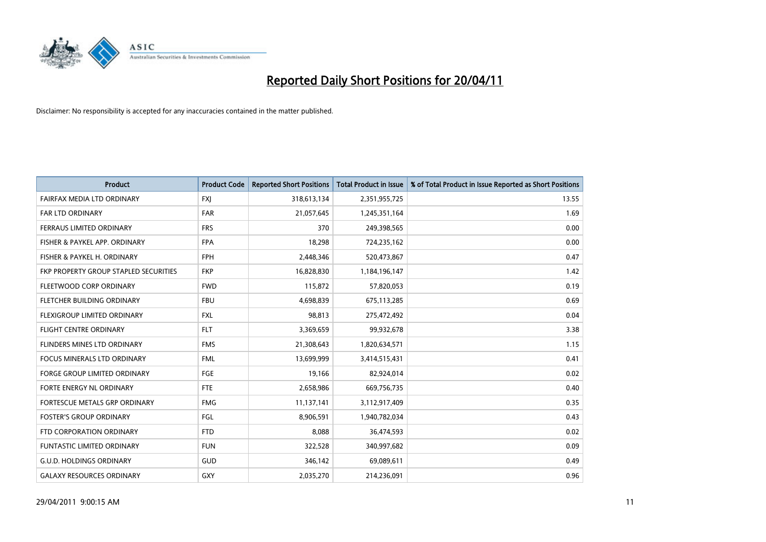# Reported Daily Short Positions for 20/04/11

Disclaimer: No responsibility is accepted for any inaccuracies contained in the matter published.

| Product | Product Code | Reported Short Positions | Total Product in Issue | % of Total Product in Issue Reported as Short Positions |
|---|---|---|---|---|
| FAIRFAX MEDIA LTD ORDINARY | FXJ | 318,613,134 | 2,351,955,725 | 13.55 |
| FAR LTD ORDINARY | FAR | 21,057,645 | 1,245,351,164 | 1.69 |
| FERRAUS LIMITED ORDINARY | FRS | 370 | 249,398,565 | 0.00 |
| FISHER & PAYKEL APP. ORDINARY | FPA | 18,298 | 724,235,162 | 0.00 |
| FISHER & PAYKEL H. ORDINARY | FPH | 2,448,346 | 520,473,867 | 0.47 |
| FKP PROPERTY GROUP STAPLED SECURITIES | FKP | 16,828,830 | 1,184,196,147 | 1.42 |
| FLEETWOOD CORP ORDINARY | FWD | 115,872 | 57,820,053 | 0.19 |
| FLETCHER BUILDING ORDINARY | FBU | 4,698,839 | 675,113,285 | 0.69 |
| FLEXIGROUP LIMITED ORDINARY | FXL | 98,813 | 275,472,492 | 0.04 |
| FLIGHT CENTRE ORDINARY | FLT | 3,369,659 | 99,932,678 | 3.38 |
| FLINDERS MINES LTD ORDINARY | FMS | 21,308,643 | 1,820,634,571 | 1.15 |
| FOCUS MINERALS LTD ORDINARY | FML | 13,699,999 | 3,414,515,431 | 0.41 |
| FORGE GROUP LIMITED ORDINARY | FGE | 19,166 | 82,924,014 | 0.02 |
| FORTE ENERGY NL ORDINARY | FTE | 2,658,986 | 669,756,735 | 0.40 |
| FORTESCUE METALS GRP ORDINARY | FMG | 11,137,141 | 3,112,917,409 | 0.35 |
| FOSTER'S GROUP ORDINARY | FGL | 8,906,591 | 1,940,782,034 | 0.43 |
| FTD CORPORATION ORDINARY | FTD | 8,088 | 36,474,593 | 0.02 |
| FUNTASTIC LIMITED ORDINARY | FUN | 322,528 | 340,997,682 | 0.09 |
| G.U.D. HOLDINGS ORDINARY | GUD | 346,142 | 69,089,611 | 0.49 |
| GALAXY RESOURCES ORDINARY | GXY | 2,035,270 | 214,236,091 | 0.96 |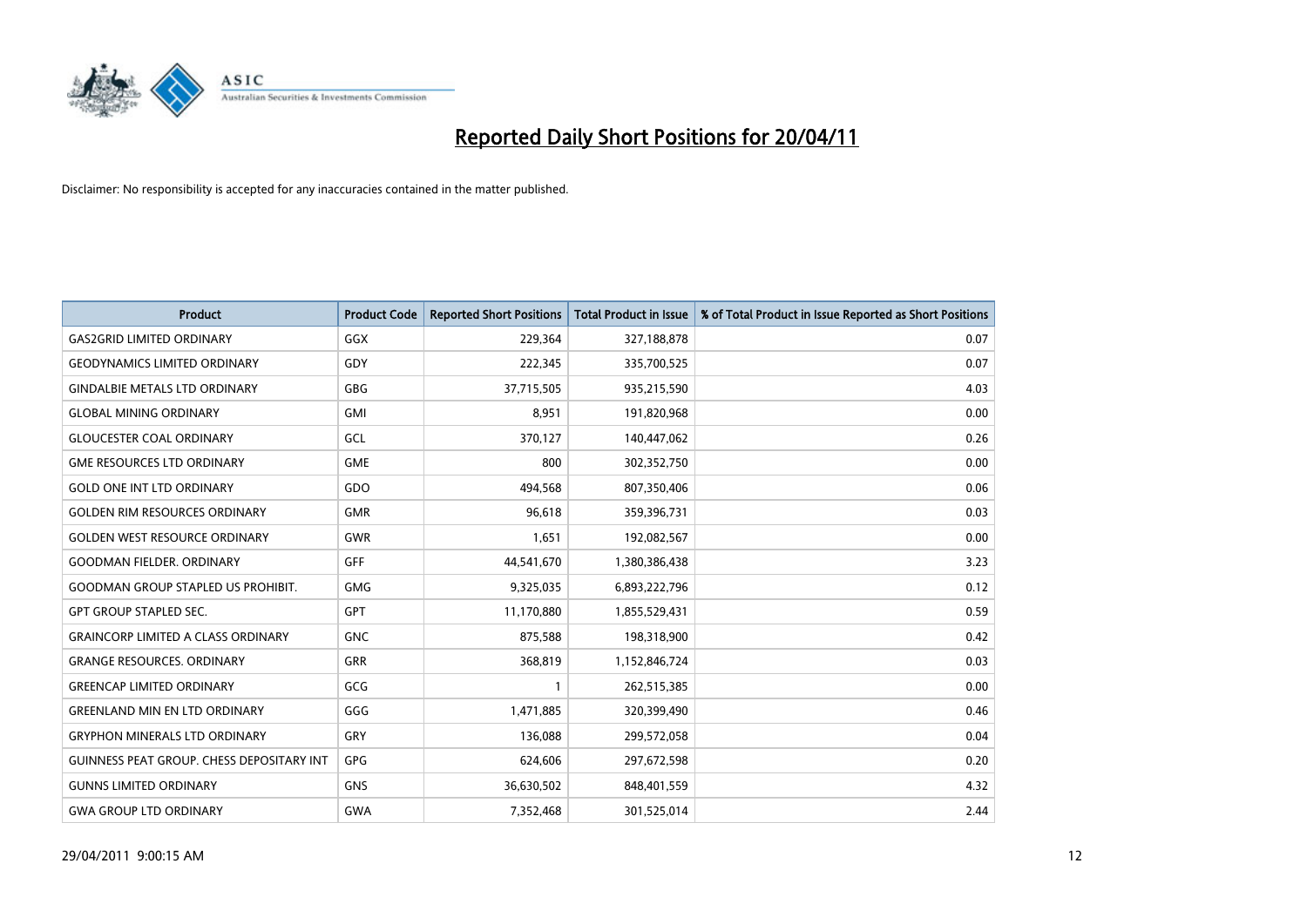# Reported Daily Short Positions for 20/04/11

Disclaimer: No responsibility is accepted for any inaccuracies contained in the matter published.

| Product | Product Code | Reported Short Positions | Total Product in Issue | % of Total Product in Issue Reported as Short Positions |
|---|---|---|---|---|
| GAS2GRID LIMITED ORDINARY | GGX | 229,364 | 327,188,878 | 0.07 |
| GEODYNAMICS LIMITED ORDINARY | GDY | 222,345 | 335,700,525 | 0.07 |
| GINDALBIE METALS LTD ORDINARY | GBG | 37,715,505 | 935,215,590 | 4.03 |
| GLOBAL MINING ORDINARY | GMI | 8,951 | 191,820,968 | 0.00 |
| GLOUCESTER COAL ORDINARY | GCL | 370,127 | 140,447,062 | 0.26 |
| GME RESOURCES LTD ORDINARY | GME | 800 | 302,352,750 | 0.00 |
| GOLD ONE INT LTD ORDINARY | GDO | 494,568 | 807,350,406 | 0.06 |
| GOLDEN RIM RESOURCES ORDINARY | GMR | 96,618 | 359,396,731 | 0.03 |
| GOLDEN WEST RESOURCE ORDINARY | GWR | 1,651 | 192,082,567 | 0.00 |
| GOODMAN FIELDER. ORDINARY | GFF | 44,541,670 | 1,380,386,438 | 3.23 |
| GOODMAN GROUP STAPLED US PROHIBIT. | GMG | 9,325,035 | 6,893,222,796 | 0.12 |
| GPT GROUP STAPLED SEC. | GPT | 11,170,880 | 1,855,529,431 | 0.59 |
| GRAINCORP LIMITED A CLASS ORDINARY | GNC | 875,588 | 198,318,900 | 0.42 |
| GRANGE RESOURCES. ORDINARY | GRR | 368,819 | 1,152,846,724 | 0.03 |
| GREENCAP LIMITED ORDINARY | GCG | 1 | 262,515,385 | 0.00 |
| GREENLAND MIN EN LTD ORDINARY | GGG | 1,471,885 | 320,399,490 | 0.46 |
| GRYPHON MINERALS LTD ORDINARY | GRY | 136,088 | 299,572,058 | 0.04 |
| GUINNESS PEAT GROUP. CHESS DEPOSITARY INT | GPG | 624,606 | 297,672,598 | 0.20 |
| GUNNS LIMITED ORDINARY | GNS | 36,630,502 | 848,401,559 | 4.32 |
| GWA GROUP LTD ORDINARY | GWA | 7,352,468 | 301,525,014 | 2.44 |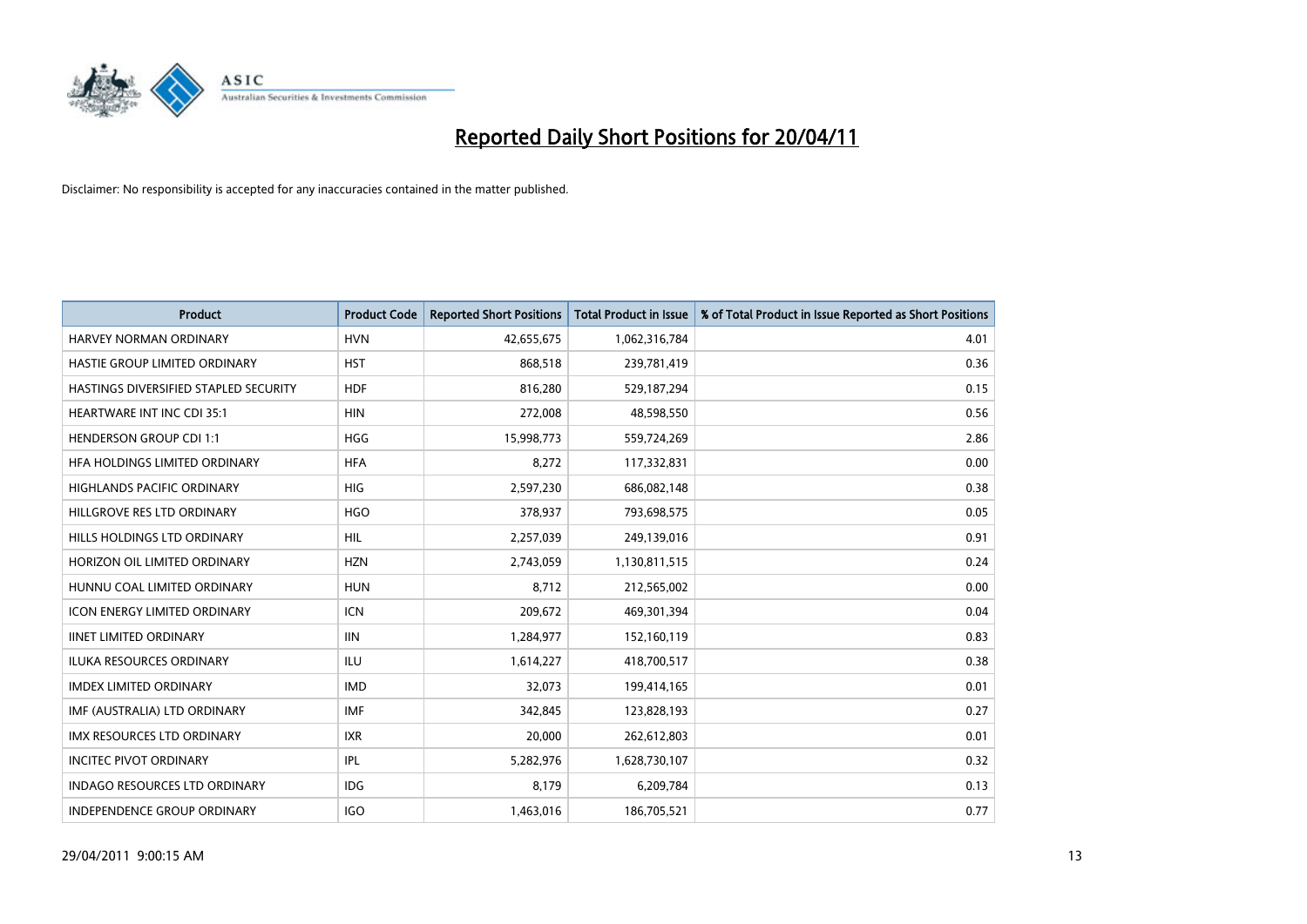# Reported Daily Short Positions for 20/04/11

Disclaimer: No responsibility is accepted for any inaccuracies contained in the matter published.

| Product | Product Code | Reported Short Positions | Total Product in Issue | % of Total Product in Issue Reported as Short Positions |
|---|---|---|---|---|
| HARVEY NORMAN ORDINARY | HVN | 42,655,675 | 1,062,316,784 | 4.01 |
| HASTIE GROUP LIMITED ORDINARY | HST | 868,518 | 239,781,419 | 0.36 |
| HASTINGS DIVERSIFIED STAPLED SECURITY | HDF | 816,280 | 529,187,294 | 0.15 |
| HEARTWARE INT INC CDI 35:1 | HIN | 272,008 | 48,598,550 | 0.56 |
| HENDERSON GROUP CDI 1:1 | HGG | 15,998,773 | 559,724,269 | 2.86 |
| HFA HOLDINGS LIMITED ORDINARY | HFA | 8,272 | 117,332,831 | 0.00 |
| HIGHLANDS PACIFIC ORDINARY | HIG | 2,597,230 | 686,082,148 | 0.38 |
| HILLGROVE RES LTD ORDINARY | HGO | 378,937 | 793,698,575 | 0.05 |
| HILLS HOLDINGS LTD ORDINARY | HIL | 2,257,039 | 249,139,016 | 0.91 |
| HORIZON OIL LIMITED ORDINARY | HZN | 2,743,059 | 1,130,811,515 | 0.24 |
| HUNNU COAL LIMITED ORDINARY | HUN | 8,712 | 212,565,002 | 0.00 |
| ICON ENERGY LIMITED ORDINARY | ICN | 209,672 | 469,301,394 | 0.04 |
| IINET LIMITED ORDINARY | IIN | 1,284,977 | 152,160,119 | 0.83 |
| ILUKA RESOURCES ORDINARY | ILU | 1,614,227 | 418,700,517 | 0.38 |
| IMDEX LIMITED ORDINARY | IMD | 32,073 | 199,414,165 | 0.01 |
| IMF (AUSTRALIA) LTD ORDINARY | IMF | 342,845 | 123,828,193 | 0.27 |
| IMX RESOURCES LTD ORDINARY | IXR | 20,000 | 262,612,803 | 0.01 |
| INCITEC PIVOT ORDINARY | IPL | 5,282,976 | 1,628,730,107 | 0.32 |
| INDAGO RESOURCES LTD ORDINARY | IDG | 8,179 | 6,209,784 | 0.13 |
| INDEPENDENCE GROUP ORDINARY | IGO | 1,463,016 | 186,705,521 | 0.77 |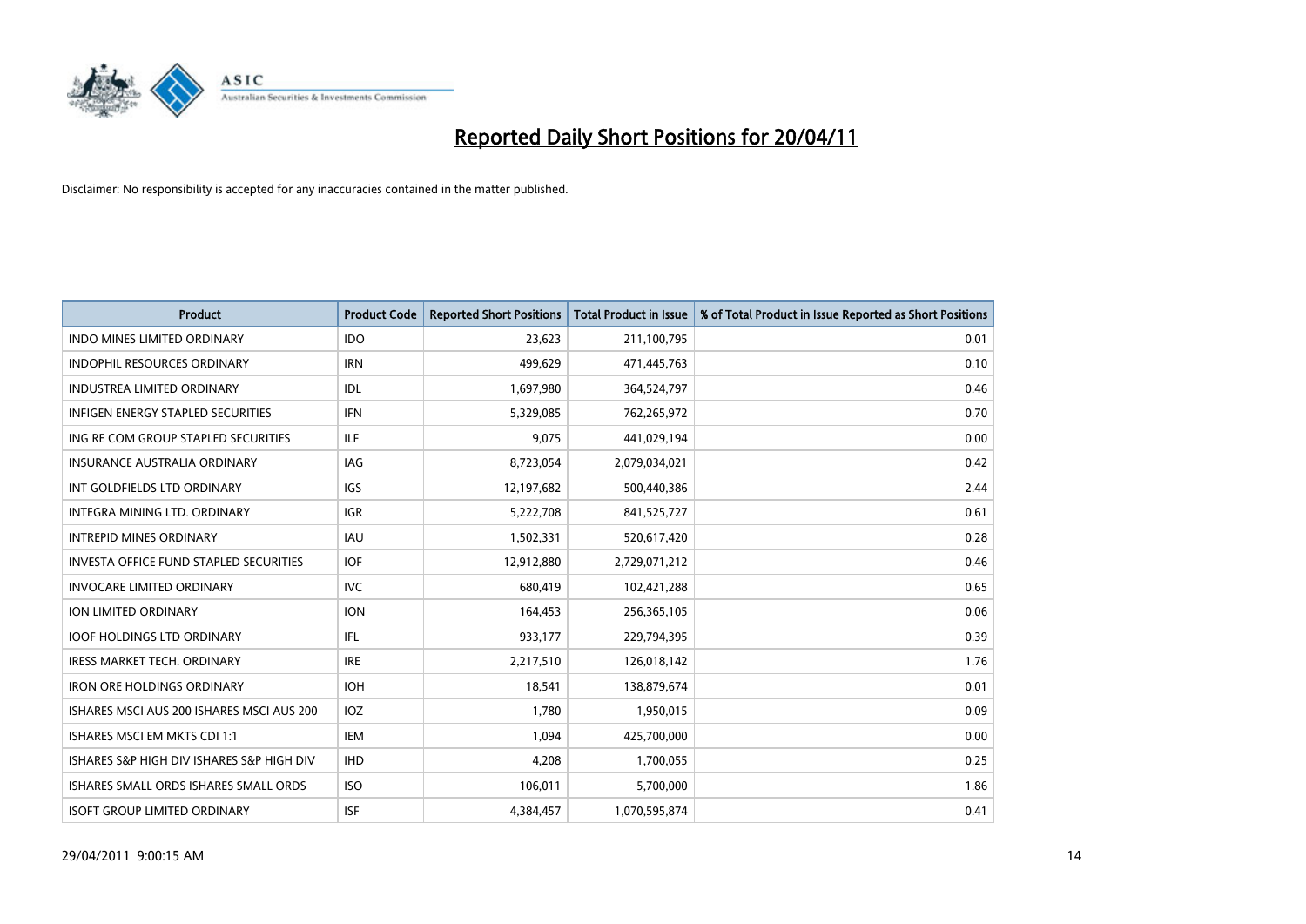# Reported Daily Short Positions for 20/04/11

Disclaimer: No responsibility is accepted for any inaccuracies contained in the matter published.

| Product | Product Code | Reported Short Positions | Total Product in Issue | % of Total Product in Issue Reported as Short Positions |
|---|---|---|---|---|
| INDO MINES LIMITED ORDINARY | IDO | 23,623 | 211,100,795 | 0.01 |
| INDOPHIL RESOURCES ORDINARY | IRN | 499,629 | 471,445,763 | 0.10 |
| INDUSTREA LIMITED ORDINARY | IDL | 1,697,980 | 364,524,797 | 0.46 |
| INFIGEN ENERGY STAPLED SECURITIES | IFN | 5,329,085 | 762,265,972 | 0.70 |
| ING RE COM GROUP STAPLED SECURITIES | ILF | 9,075 | 441,029,194 | 0.00 |
| INSURANCE AUSTRALIA ORDINARY | IAG | 8,723,054 | 2,079,034,021 | 0.42 |
| INT GOLDFIELDS LTD ORDINARY | IGS | 12,197,682 | 500,440,386 | 2.44 |
| INTEGRA MINING LTD. ORDINARY | IGR | 5,222,708 | 841,525,727 | 0.61 |
| INTREPID MINES ORDINARY | IAU | 1,502,331 | 520,617,420 | 0.28 |
| INVESTA OFFICE FUND STAPLED SECURITIES | IOF | 12,912,880 | 2,729,071,212 | 0.46 |
| INVOCARE LIMITED ORDINARY | IVC | 680,419 | 102,421,288 | 0.65 |
| ION LIMITED ORDINARY | ION | 164,453 | 256,365,105 | 0.06 |
| IOOF HOLDINGS LTD ORDINARY | IFL | 933,177 | 229,794,395 | 0.39 |
| IRESS MARKET TECH. ORDINARY | IRE | 2,217,510 | 126,018,142 | 1.76 |
| IRON ORE HOLDINGS ORDINARY | IOH | 18,541 | 138,879,674 | 0.01 |
| ISHARES MSCI AUS 200 ISHARES MSCI AUS 200 | IOZ | 1,780 | 1,950,015 | 0.09 |
| ISHARES MSCI EM MKTS CDI 1:1 | IEM | 1,094 | 425,700,000 | 0.00 |
| ISHARES S&P HIGH DIV ISHARES S&P HIGH DIV | IHD | 4,208 | 1,700,055 | 0.25 |
| ISHARES SMALL ORDS ISHARES SMALL ORDS | ISO | 106,011 | 5,700,000 | 1.86 |
| ISOFT GROUP LIMITED ORDINARY | ISF | 4,384,457 | 1,070,595,874 | 0.41 |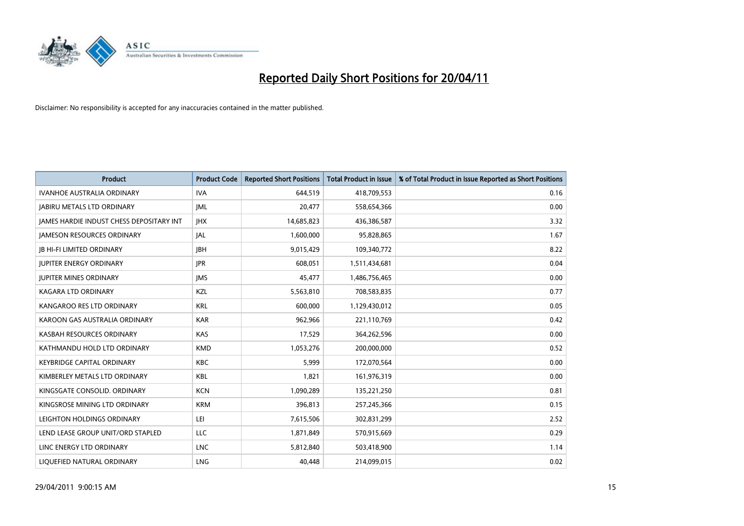# Reported Daily Short Positions for 20/04/11

Disclaimer: No responsibility is accepted for any inaccuracies contained in the matter published.

| Product | Product Code | Reported Short Positions | Total Product in Issue | % of Total Product in Issue Reported as Short Positions |
|---|---|---|---|---|
| IVANHOE AUSTRALIA ORDINARY | IVA | 644,519 | 418,709,553 | 0.16 |
| JABIRU METALS LTD ORDINARY | JML | 20,477 | 558,654,366 | 0.00 |
| JAMES HARDIE INDUST CHESS DEPOSITARY INT | JHX | 14,685,823 | 436,386,587 | 3.32 |
| JAMESON RESOURCES ORDINARY | JAL | 1,600,000 | 95,828,865 | 1.67 |
| JB HI-FI LIMITED ORDINARY | JBH | 9,015,429 | 109,340,772 | 8.22 |
| JUPITER ENERGY ORDINARY | JPR | 608,051 | 1,511,434,681 | 0.04 |
| JUPITER MINES ORDINARY | JMS | 45,477 | 1,486,756,465 | 0.00 |
| KAGARA LTD ORDINARY | KZL | 5,563,810 | 708,583,835 | 0.77 |
| KANGAROO RES LTD ORDINARY | KRL | 600,000 | 1,129,430,012 | 0.05 |
| KAROON GAS AUSTRALIA ORDINARY | KAR | 962,966 | 221,110,769 | 0.42 |
| KASBAH RESOURCES ORDINARY | KAS | 17,529 | 364,262,596 | 0.00 |
| KATHMANDU HOLD LTD ORDINARY | KMD | 1,053,276 | 200,000,000 | 0.52 |
| KEYBRIDGE CAPITAL ORDINARY | KBC | 5,999 | 172,070,564 | 0.00 |
| KIMBERLEY METALS LTD ORDINARY | KBL | 1,821 | 161,976,319 | 0.00 |
| KINGSGATE CONSOLID. ORDINARY | KCN | 1,090,289 | 135,221,250 | 0.81 |
| KINGSROSE MINING LTD ORDINARY | KRM | 396,813 | 257,245,366 | 0.15 |
| LEIGHTON HOLDINGS ORDINARY | LEI | 7,615,506 | 302,831,299 | 2.52 |
| LEND LEASE GROUP UNIT/ORD STAPLED | LLC | 1,871,849 | 570,915,669 | 0.29 |
| LINC ENERGY LTD ORDINARY | LNC | 5,812,840 | 503,418,900 | 1.14 |
| LIQUEFIED NATURAL ORDINARY | LNG | 40,448 | 214,099,015 | 0.02 |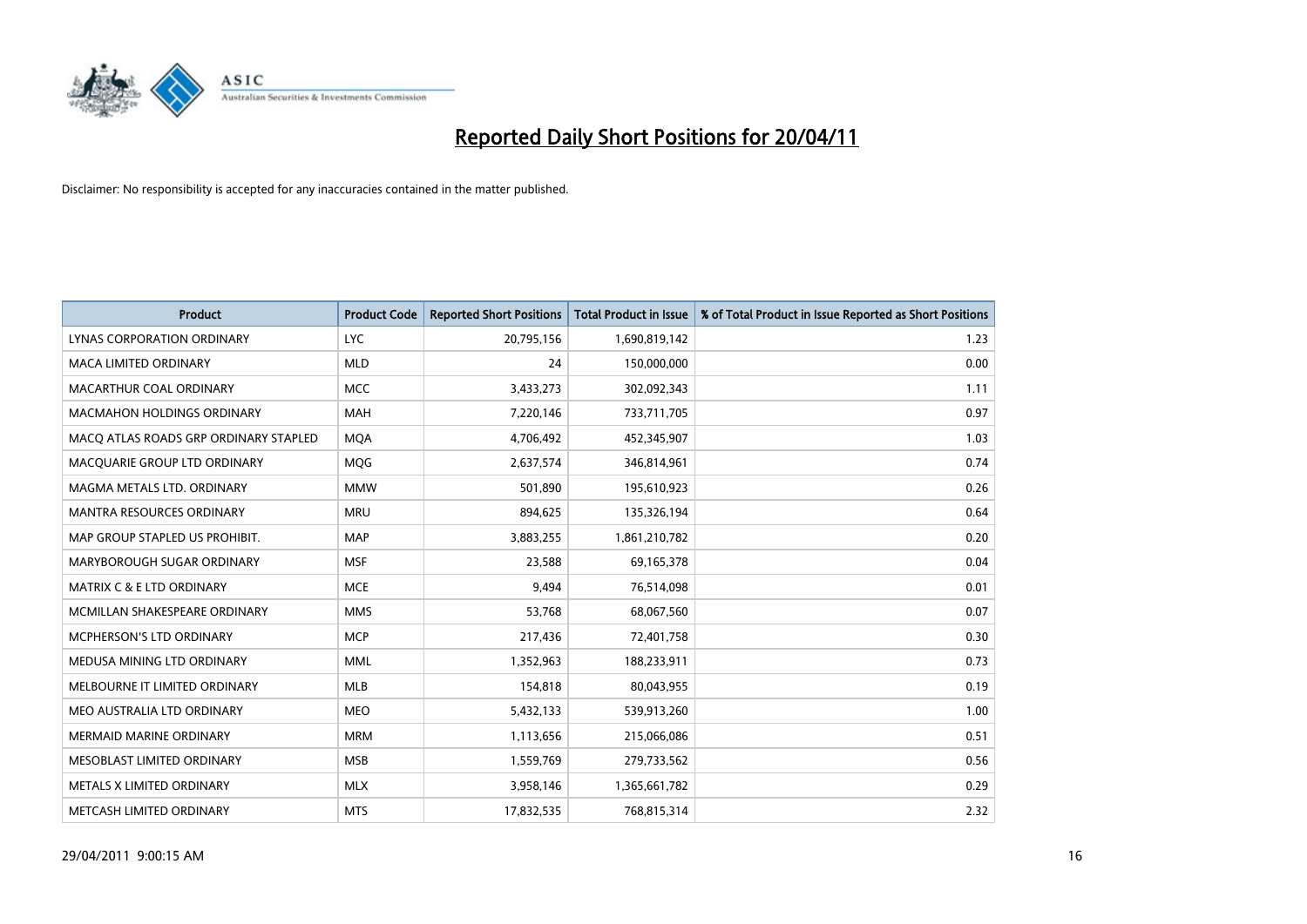# Reported Daily Short Positions for 20/04/11

Disclaimer: No responsibility is accepted for any inaccuracies contained in the matter published.

| Product | Product Code | Reported Short Positions | Total Product in Issue | % of Total Product in Issue Reported as Short Positions |
|---|---|---|---|---|
| LYNAS CORPORATION ORDINARY | LYC | 20,795,156 | 1,690,819,142 | 1.23 |
| MACA LIMITED ORDINARY | MLD | 24 | 150,000,000 | 0.00 |
| MACARTHUR COAL ORDINARY | MCC | 3,433,273 | 302,092,343 | 1.11 |
| MACMAHON HOLDINGS ORDINARY | MAH | 7,220,146 | 733,711,705 | 0.97 |
| MACQ ATLAS ROADS GRP ORDINARY STAPLED | MQA | 4,706,492 | 452,345,907 | 1.03 |
| MACQUARIE GROUP LTD ORDINARY | MQG | 2,637,574 | 346,814,961 | 0.74 |
| MAGMA METALS LTD. ORDINARY | MMW | 501,890 | 195,610,923 | 0.26 |
| MANTRA RESOURCES ORDINARY | MRU | 894,625 | 135,326,194 | 0.64 |
| MAP GROUP STAPLED US PROHIBIT. | MAP | 3,883,255 | 1,861,210,782 | 0.20 |
| MARYBOROUGH SUGAR ORDINARY | MSF | 23,588 | 69,165,378 | 0.04 |
| MATRIX C & E LTD ORDINARY | MCE | 9,494 | 76,514,098 | 0.01 |
| MCMILLAN SHAKESPEARE ORDINARY | MMS | 53,768 | 68,067,560 | 0.07 |
| MCPHERSON'S LTD ORDINARY | MCP | 217,436 | 72,401,758 | 0.30 |
| MEDUSA MINING LTD ORDINARY | MML | 1,352,963 | 188,233,911 | 0.73 |
| MELBOURNE IT LIMITED ORDINARY | MLB | 154,818 | 80,043,955 | 0.19 |
| MEO AUSTRALIA LTD ORDINARY | MEO | 5,432,133 | 539,913,260 | 1.00 |
| MERMAID MARINE ORDINARY | MRM | 1,113,656 | 215,066,086 | 0.51 |
| MESOBLAST LIMITED ORDINARY | MSB | 1,559,769 | 279,733,562 | 0.56 |
| METALS X LIMITED ORDINARY | MLX | 3,958,146 | 1,365,661,782 | 0.29 |
| METCASH LIMITED ORDINARY | MTS | 17,832,535 | 768,815,314 | 2.32 |

29/04/2011 9:00:15 AM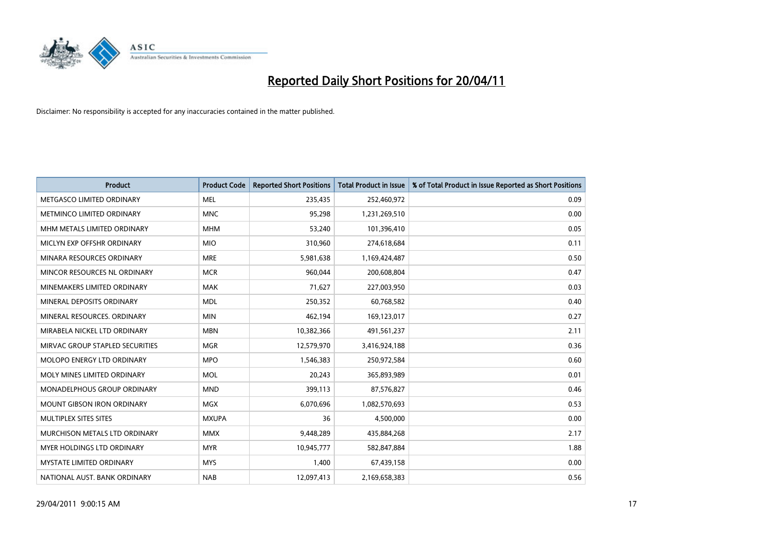# Reported Daily Short Positions for 20/04/11

Disclaimer: No responsibility is accepted for any inaccuracies contained in the matter published.

| Product | Product Code | Reported Short Positions | Total Product in Issue | % of Total Product in Issue Reported as Short Positions |
|---|---|---|---|---|
| METGASCO LIMITED ORDINARY | MEL | 235,435 | 252,460,972 | 0.09 |
| METMINCO LIMITED ORDINARY | MNC | 95,298 | 1,231,269,510 | 0.00 |
| MHM METALS LIMITED ORDINARY | MHM | 53,240 | 101,396,410 | 0.05 |
| MICLYN EXP OFFSHR ORDINARY | MIO | 310,960 | 274,618,684 | 0.11 |
| MINARA RESOURCES ORDINARY | MRE | 5,981,638 | 1,169,424,487 | 0.50 |
| MINCOR RESOURCES NL ORDINARY | MCR | 960,044 | 200,608,804 | 0.47 |
| MINEMAKERS LIMITED ORDINARY | MAK | 71,627 | 227,003,950 | 0.03 |
| MINERAL DEPOSITS ORDINARY | MDL | 250,352 | 60,768,582 | 0.40 |
| MINERAL RESOURCES. ORDINARY | MIN | 462,194 | 169,123,017 | 0.27 |
| MIRABELA NICKEL LTD ORDINARY | MBN | 10,382,366 | 491,561,237 | 2.11 |
| MIRVAC GROUP STAPLED SECURITIES | MGR | 12,579,970 | 3,416,924,188 | 0.36 |
| MOLOPO ENERGY LTD ORDINARY | MPO | 1,546,383 | 250,972,584 | 0.60 |
| MOLY MINES LIMITED ORDINARY | MOL | 20,243 | 365,893,989 | 0.01 |
| MONADELPHOUS GROUP ORDINARY | MND | 399,113 | 87,576,827 | 0.46 |
| MOUNT GIBSON IRON ORDINARY | MGX | 6,070,696 | 1,082,570,693 | 0.53 |
| MULTIPLEX SITES SITES | MXUPA | 36 | 4,500,000 | 0.00 |
| MURCHISON METALS LTD ORDINARY | MMX | 9,448,289 | 435,884,268 | 2.17 |
| MYER HOLDINGS LTD ORDINARY | MYR | 10,945,777 | 582,847,884 | 1.88 |
| MYSTATE LIMITED ORDINARY | MYS | 1,400 | 67,439,158 | 0.00 |
| NATIONAL AUST. BANK ORDINARY | NAB | 12,097,413 | 2,169,658,383 | 0.56 |

29/04/2011 9:00:15 AM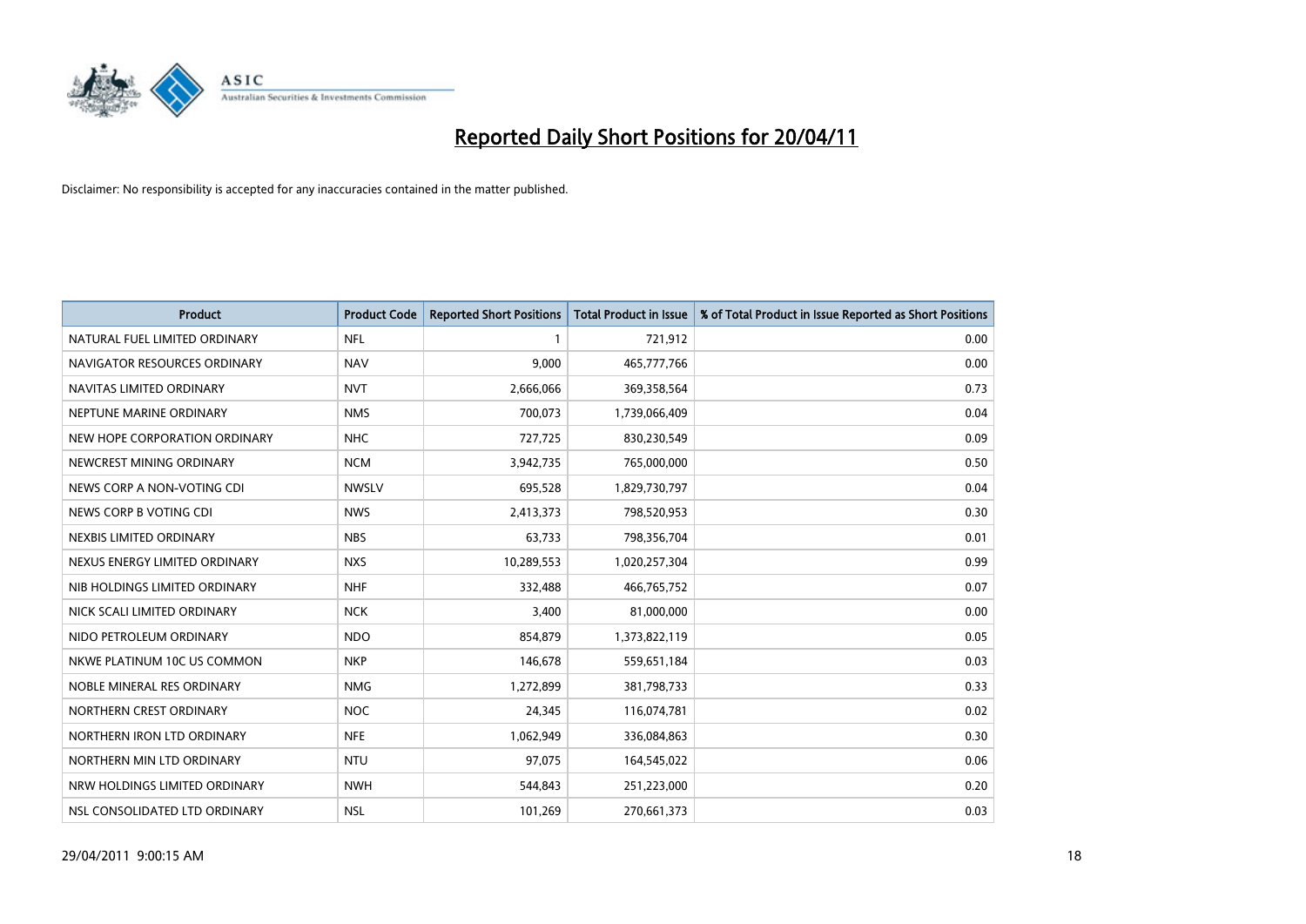# Reported Daily Short Positions for 20/04/11

Disclaimer: No responsibility is accepted for any inaccuracies contained in the matter published.

| Product | Product Code | Reported Short Positions | Total Product in Issue | % of Total Product in Issue Reported as Short Positions |
|---|---|---|---|---|
| NATURAL FUEL LIMITED ORDINARY | NFL | 1 | 721,912 | 0.00 |
| NAVIGATOR RESOURCES ORDINARY | NAV | 9,000 | 465,777,766 | 0.00 |
| NAVITAS LIMITED ORDINARY | NVT | 2,666,066 | 369,358,564 | 0.73 |
| NEPTUNE MARINE ORDINARY | NMS | 700,073 | 1,739,066,409 | 0.04 |
| NEW HOPE CORPORATION ORDINARY | NHC | 727,725 | 830,230,549 | 0.09 |
| NEWCREST MINING ORDINARY | NCM | 3,942,735 | 765,000,000 | 0.50 |
| NEWS CORP A NON-VOTING CDI | NWSLV | 695,528 | 1,829,730,797 | 0.04 |
| NEWS CORP B VOTING CDI | NWS | 2,413,373 | 798,520,953 | 0.30 |
| NEXBIS LIMITED ORDINARY | NBS | 63,733 | 798,356,704 | 0.01 |
| NEXUS ENERGY LIMITED ORDINARY | NXS | 10,289,553 | 1,020,257,304 | 0.99 |
| NIB HOLDINGS LIMITED ORDINARY | NHF | 332,488 | 466,765,752 | 0.07 |
| NICK SCALI LIMITED ORDINARY | NCK | 3,400 | 81,000,000 | 0.00 |
| NIDO PETROLEUM ORDINARY | NDO | 854,879 | 1,373,822,119 | 0.05 |
| NKWE PLATINUM 10C US COMMON | NKP | 146,678 | 559,651,184 | 0.03 |
| NOBLE MINERAL RES ORDINARY | NMG | 1,272,899 | 381,798,733 | 0.33 |
| NORTHERN CREST ORDINARY | NOC | 24,345 | 116,074,781 | 0.02 |
| NORTHERN IRON LTD ORDINARY | NFE | 1,062,949 | 336,084,863 | 0.30 |
| NORTHERN MIN LTD ORDINARY | NTU | 97,075 | 164,545,022 | 0.06 |
| NRW HOLDINGS LIMITED ORDINARY | NWH | 544,843 | 251,223,000 | 0.20 |
| NSL CONSOLIDATED LTD ORDINARY | NSL | 101,269 | 270,661,373 | 0.03 |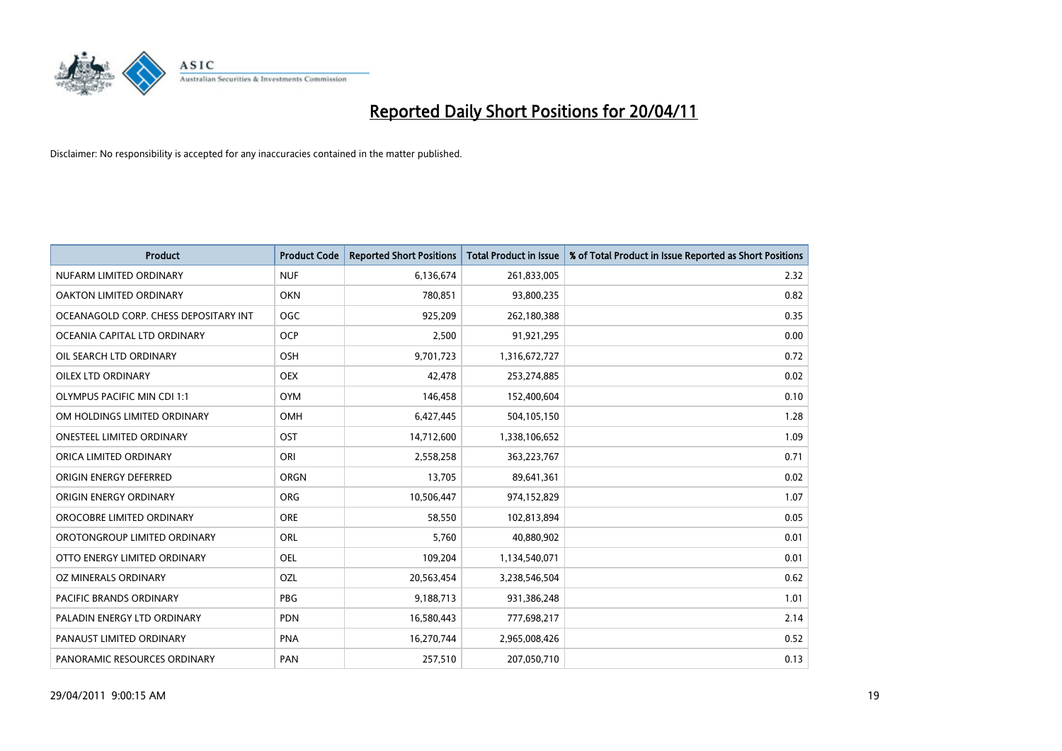# Reported Daily Short Positions for 20/04/11

Disclaimer: No responsibility is accepted for any inaccuracies contained in the matter published.

| Product | Product Code | Reported Short Positions | Total Product in Issue | % of Total Product in Issue Reported as Short Positions |
|---|---|---|---|---|
| NUFARM LIMITED ORDINARY | NUF | 6,136,674 | 261,833,005 | 2.32 |
| OAKTON LIMITED ORDINARY | OKN | 780,851 | 93,800,235 | 0.82 |
| OCEANAGOLD CORP. CHESS DEPOSITARY INT | OGC | 925,209 | 262,180,388 | 0.35 |
| OCEANIA CAPITAL LTD ORDINARY | OCP | 2,500 | 91,921,295 | 0.00 |
| OIL SEARCH LTD ORDINARY | OSH | 9,701,723 | 1,316,672,727 | 0.72 |
| OILEX LTD ORDINARY | OEX | 42,478 | 253,274,885 | 0.02 |
| OLYMPUS PACIFIC MIN CDI 1:1 | OYM | 146,458 | 152,400,604 | 0.10 |
| OM HOLDINGS LIMITED ORDINARY | OMH | 6,427,445 | 504,105,150 | 1.28 |
| ONESTEEL LIMITED ORDINARY | OST | 14,712,600 | 1,338,106,652 | 1.09 |
| ORICA LIMITED ORDINARY | ORI | 2,558,258 | 363,223,767 | 0.71 |
| ORIGIN ENERGY DEFERRED | ORGN | 13,705 | 89,641,361 | 0.02 |
| ORIGIN ENERGY ORDINARY | ORG | 10,506,447 | 974,152,829 | 1.07 |
| OROCOBRE LIMITED ORDINARY | ORE | 58,550 | 102,813,894 | 0.05 |
| OROTONGROUP LIMITED ORDINARY | ORL | 5,760 | 40,880,902 | 0.01 |
| OTTO ENERGY LIMITED ORDINARY | OEL | 109,204 | 1,134,540,071 | 0.01 |
| OZ MINERALS ORDINARY | OZL | 20,563,454 | 3,238,546,504 | 0.62 |
| PACIFIC BRANDS ORDINARY | PBG | 9,188,713 | 931,386,248 | 1.01 |
| PALADIN ENERGY LTD ORDINARY | PDN | 16,580,443 | 777,698,217 | 2.14 |
| PANAUST LIMITED ORDINARY | PNA | 16,270,744 | 2,965,008,426 | 0.52 |
| PANORAMIC RESOURCES ORDINARY | PAN | 257,510 | 207,050,710 | 0.13 |

29/04/2011 9:00:15 AM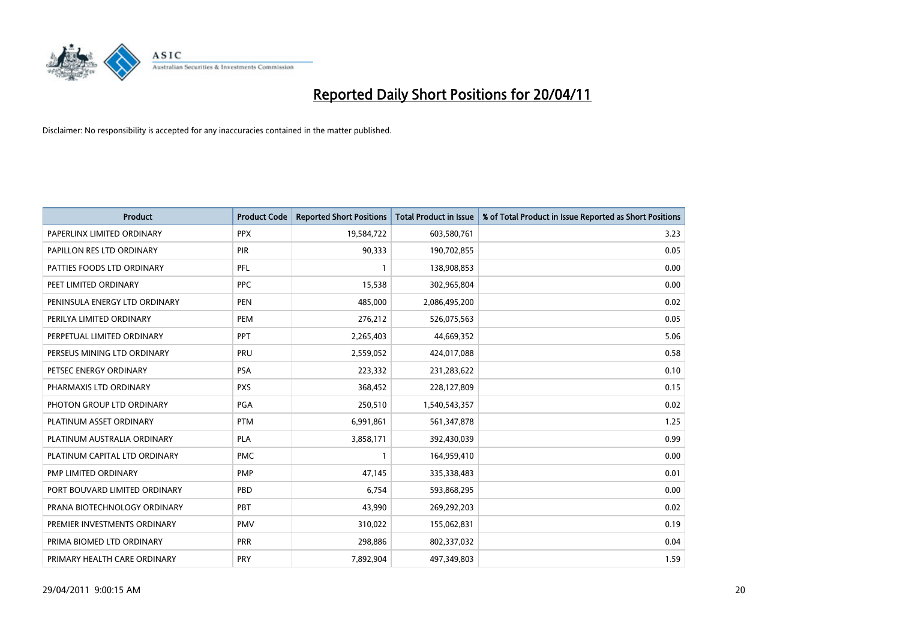# Reported Daily Short Positions for 20/04/11

Disclaimer: No responsibility is accepted for any inaccuracies contained in the matter published.

| Product | Product Code | Reported Short Positions | Total Product in Issue | % of Total Product in Issue Reported as Short Positions |
|---|---|---|---|---|
| PAPERLINX LIMITED ORDINARY | PPX | 19,584,722 | 603,580,761 | 3.23 |
| PAPILLON RES LTD ORDINARY | PIR | 90,333 | 190,702,855 | 0.05 |
| PATTIES FOODS LTD ORDINARY | PFL | 1 | 138,908,853 | 0.00 |
| PEET LIMITED ORDINARY | PPC | 15,538 | 302,965,804 | 0.00 |
| PENINSULA ENERGY LTD ORDINARY | PEN | 485,000 | 2,086,495,200 | 0.02 |
| PERILYA LIMITED ORDINARY | PEM | 276,212 | 526,075,563 | 0.05 |
| PERPETUAL LIMITED ORDINARY | PPT | 2,265,403 | 44,669,352 | 5.06 |
| PERSEUS MINING LTD ORDINARY | PRU | 2,559,052 | 424,017,088 | 0.58 |
| PETSEC ENERGY ORDINARY | PSA | 223,332 | 231,283,622 | 0.10 |
| PHARMAXIS LTD ORDINARY | PXS | 368,452 | 228,127,809 | 0.15 |
| PHOTON GROUP LTD ORDINARY | PGA | 250,510 | 1,540,543,357 | 0.02 |
| PLATINUM ASSET ORDINARY | PTM | 6,991,861 | 561,347,878 | 1.25 |
| PLATINUM AUSTRALIA ORDINARY | PLA | 3,858,171 | 392,430,039 | 0.99 |
| PLATINUM CAPITAL LTD ORDINARY | PMC | 1 | 164,959,410 | 0.00 |
| PMP LIMITED ORDINARY | PMP | 47,145 | 335,338,483 | 0.01 |
| PORT BOUVARD LIMITED ORDINARY | PBD | 6,754 | 593,868,295 | 0.00 |
| PRANA BIOTECHNOLOGY ORDINARY | PBT | 43,990 | 269,292,203 | 0.02 |
| PREMIER INVESTMENTS ORDINARY | PMV | 310,022 | 155,062,831 | 0.19 |
| PRIMA BIOMED LTD ORDINARY | PRR | 298,886 | 802,337,032 | 0.04 |
| PRIMARY HEALTH CARE ORDINARY | PRY | 7,892,904 | 497,349,803 | 1.59 |

29/04/2011 9:00:15 AM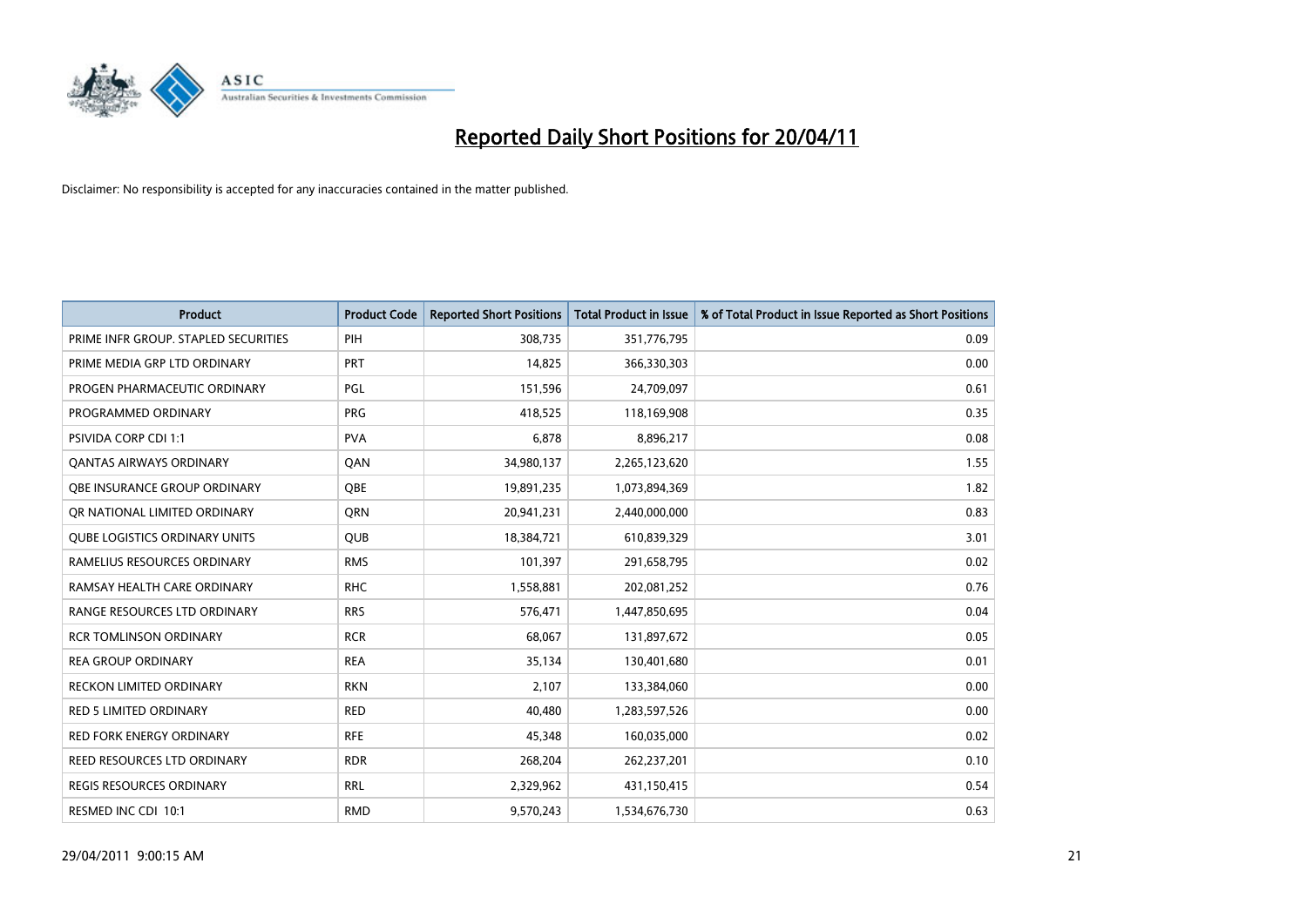# Reported Daily Short Positions for 20/04/11

Disclaimer: No responsibility is accepted for any inaccuracies contained in the matter published.

| Product | Product Code | Reported Short Positions | Total Product in Issue | % of Total Product in Issue Reported as Short Positions |
|---|---|---|---|---|
| PRIME INFR GROUP. STAPLED SECURITIES | PIH | 308,735 | 351,776,795 | 0.09 |
| PRIME MEDIA GRP LTD ORDINARY | PRT | 14,825 | 366,330,303 | 0.00 |
| PROGEN PHARMACEUTIC ORDINARY | PGL | 151,596 | 24,709,097 | 0.61 |
| PROGRAMMED ORDINARY | PRG | 418,525 | 118,169,908 | 0.35 |
| PSIVIDA CORP CDI 1:1 | PVA | 6,878 | 8,896,217 | 0.08 |
| QANTAS AIRWAYS ORDINARY | QAN | 34,980,137 | 2,265,123,620 | 1.55 |
| QBE INSURANCE GROUP ORDINARY | QBE | 19,891,235 | 1,073,894,369 | 1.82 |
| QR NATIONAL LIMITED ORDINARY | QRN | 20,941,231 | 2,440,000,000 | 0.83 |
| QUBE LOGISTICS ORDINARY UNITS | QUB | 18,384,721 | 610,839,329 | 3.01 |
| RAMELIUS RESOURCES ORDINARY | RMS | 101,397 | 291,658,795 | 0.02 |
| RAMSAY HEALTH CARE ORDINARY | RHC | 1,558,881 | 202,081,252 | 0.76 |
| RANGE RESOURCES LTD ORDINARY | RRS | 576,471 | 1,447,850,695 | 0.04 |
| RCR TOMLINSON ORDINARY | RCR | 68,067 | 131,897,672 | 0.05 |
| REA GROUP ORDINARY | REA | 35,134 | 130,401,680 | 0.01 |
| RECKON LIMITED ORDINARY | RKN | 2,107 | 133,384,060 | 0.00 |
| RED 5 LIMITED ORDINARY | RED | 40,480 | 1,283,597,526 | 0.00 |
| RED FORK ENERGY ORDINARY | RFE | 45,348 | 160,035,000 | 0.02 |
| REED RESOURCES LTD ORDINARY | RDR | 268,204 | 262,237,201 | 0.10 |
| REGIS RESOURCES ORDINARY | RRL | 2,329,962 | 431,150,415 | 0.54 |
| RESMED INC CDI 10:1 | RMD | 9,570,243 | 1,534,676,730 | 0.63 |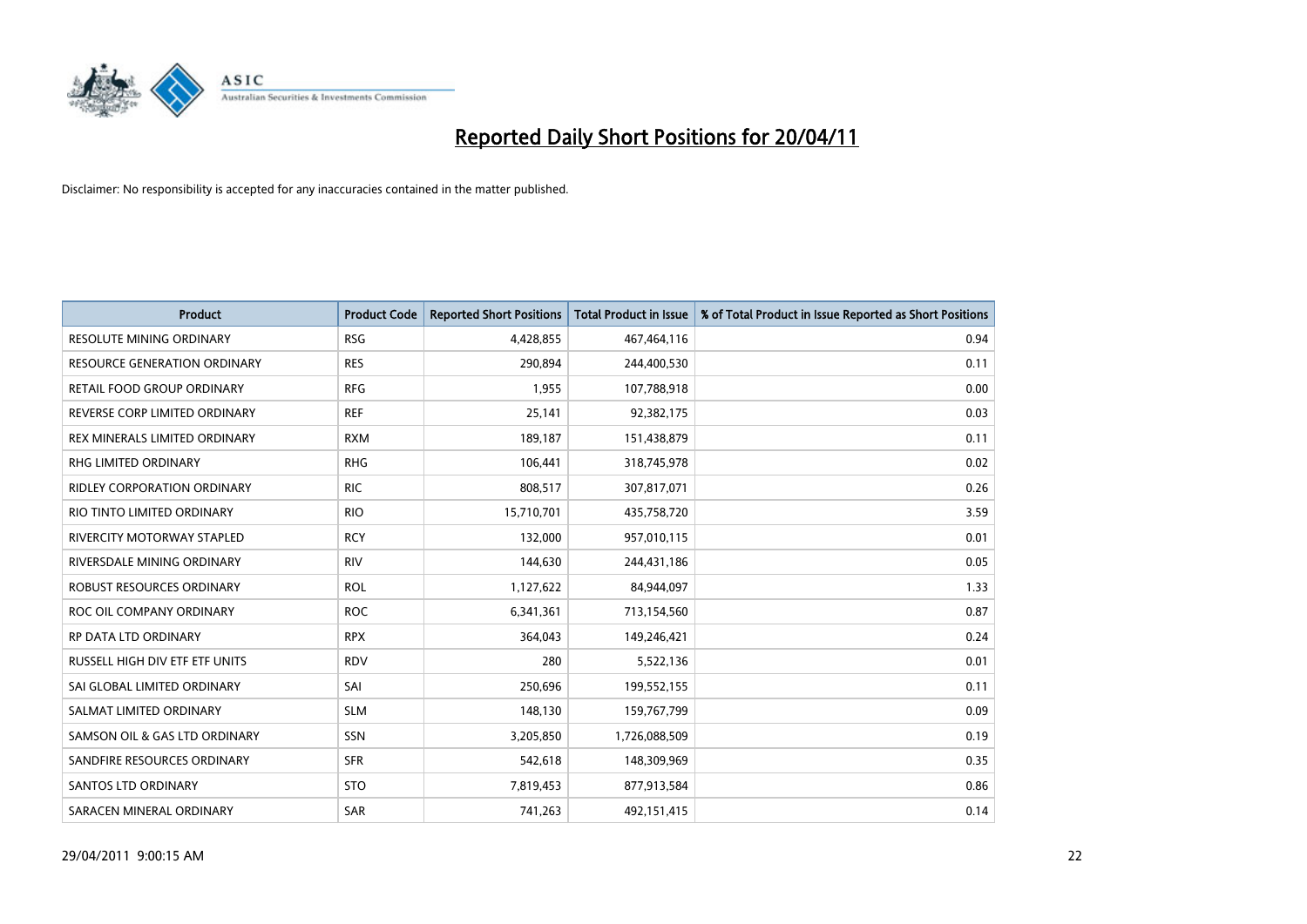# Reported Daily Short Positions for 20/04/11

Disclaimer: No responsibility is accepted for any inaccuracies contained in the matter published.

| Product | Product Code | Reported Short Positions | Total Product in Issue | % of Total Product in Issue Reported as Short Positions |
|---|---|---|---|---|
| RESOLUTE MINING ORDINARY | RSG | 4,428,855 | 467,464,116 | 0.94 |
| RESOURCE GENERATION ORDINARY | RES | 290,894 | 244,400,530 | 0.11 |
| RETAIL FOOD GROUP ORDINARY | RFG | 1,955 | 107,788,918 | 0.00 |
| REVERSE CORP LIMITED ORDINARY | REF | 25,141 | 92,382,175 | 0.03 |
| REX MINERALS LIMITED ORDINARY | RXM | 189,187 | 151,438,879 | 0.11 |
| RHG LIMITED ORDINARY | RHG | 106,441 | 318,745,978 | 0.02 |
| RIDLEY CORPORATION ORDINARY | RIC | 808,517 | 307,817,071 | 0.26 |
| RIO TINTO LIMITED ORDINARY | RIO | 15,710,701 | 435,758,720 | 3.59 |
| RIVERCITY MOTORWAY STAPLED | RCY | 132,000 | 957,010,115 | 0.01 |
| RIVERSDALE MINING ORDINARY | RIV | 144,630 | 244,431,186 | 0.05 |
| ROBUST RESOURCES ORDINARY | ROL | 1,127,622 | 84,944,097 | 1.33 |
| ROC OIL COMPANY ORDINARY | ROC | 6,341,361 | 713,154,560 | 0.87 |
| RP DATA LTD ORDINARY | RPX | 364,043 | 149,246,421 | 0.24 |
| RUSSELL HIGH DIV ETF ETF UNITS | RDV | 280 | 5,522,136 | 0.01 |
| SAI GLOBAL LIMITED ORDINARY | SAI | 250,696 | 199,552,155 | 0.11 |
| SALMAT LIMITED ORDINARY | SLM | 148,130 | 159,767,799 | 0.09 |
| SAMSON OIL & GAS LTD ORDINARY | SSN | 3,205,850 | 1,726,088,509 | 0.19 |
| SANDFIRE RESOURCES ORDINARY | SFR | 542,618 | 148,309,969 | 0.35 |
| SANTOS LTD ORDINARY | STO | 7,819,453 | 877,913,584 | 0.86 |
| SARACEN MINERAL ORDINARY | SAR | 741,263 | 492,151,415 | 0.14 |

29/04/2011 9:00:15 AM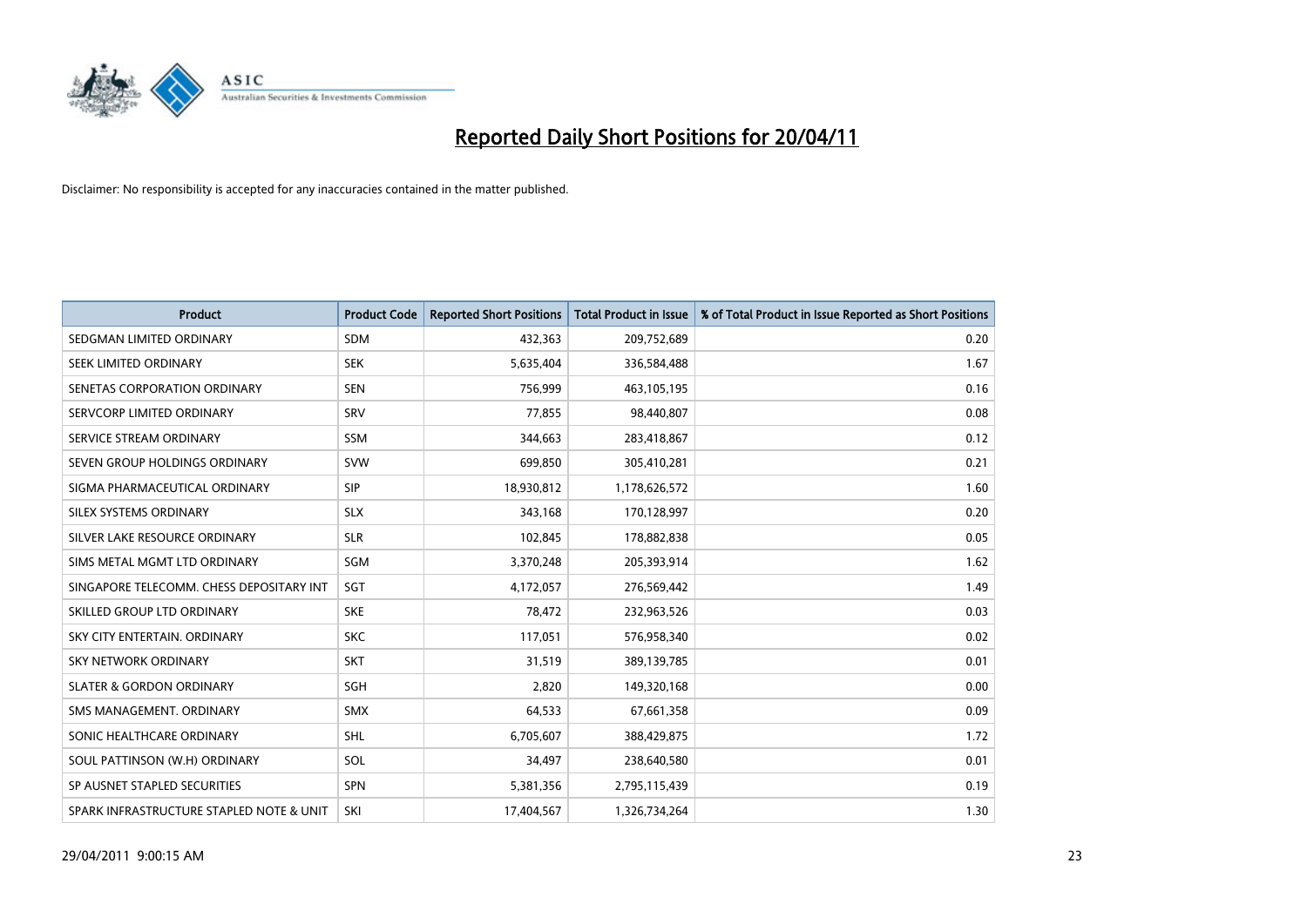# Reported Daily Short Positions for 20/04/11

Disclaimer: No responsibility is accepted for any inaccuracies contained in the matter published.

| Product | Product Code | Reported Short Positions | Total Product in Issue | % of Total Product in Issue Reported as Short Positions |
|---|---|---|---|---|
| SEDGMAN LIMITED ORDINARY | SDM | 432,363 | 209,752,689 | 0.20 |
| SEEK LIMITED ORDINARY | SEK | 5,635,404 | 336,584,488 | 1.67 |
| SENETAS CORPORATION ORDINARY | SEN | 756,999 | 463,105,195 | 0.16 |
| SERVCORP LIMITED ORDINARY | SRV | 77,855 | 98,440,807 | 0.08 |
| SERVICE STREAM ORDINARY | SSM | 344,663 | 283,418,867 | 0.12 |
| SEVEN GROUP HOLDINGS ORDINARY | SVW | 699,850 | 305,410,281 | 0.21 |
| SIGMA PHARMACEUTICAL ORDINARY | SIP | 18,930,812 | 1,178,626,572 | 1.60 |
| SILEX SYSTEMS ORDINARY | SLX | 343,168 | 170,128,997 | 0.20 |
| SILVER LAKE RESOURCE ORDINARY | SLR | 102,845 | 178,882,838 | 0.05 |
| SIMS METAL MGMT LTD ORDINARY | SGM | 3,370,248 | 205,393,914 | 1.62 |
| SINGAPORE TELECOMM. CHESS DEPOSITARY INT | SGT | 4,172,057 | 276,569,442 | 1.49 |
| SKILLED GROUP LTD ORDINARY | SKE | 78,472 | 232,963,526 | 0.03 |
| SKY CITY ENTERTAIN. ORDINARY | SKC | 117,051 | 576,958,340 | 0.02 |
| SKY NETWORK ORDINARY | SKT | 31,519 | 389,139,785 | 0.01 |
| SLATER & GORDON ORDINARY | SGH | 2,820 | 149,320,168 | 0.00 |
| SMS MANAGEMENT. ORDINARY | SMX | 64,533 | 67,661,358 | 0.09 |
| SONIC HEALTHCARE ORDINARY | SHL | 6,705,607 | 388,429,875 | 1.72 |
| SOUL PATTINSON (W.H) ORDINARY | SOL | 34,497 | 238,640,580 | 0.01 |
| SP AUSNET STAPLED SECURITIES | SPN | 5,381,356 | 2,795,115,439 | 0.19 |
| SPARK INFRASTRUCTURE STAPLED NOTE & UNIT | SKI | 17,404,567 | 1,326,734,264 | 1.30 |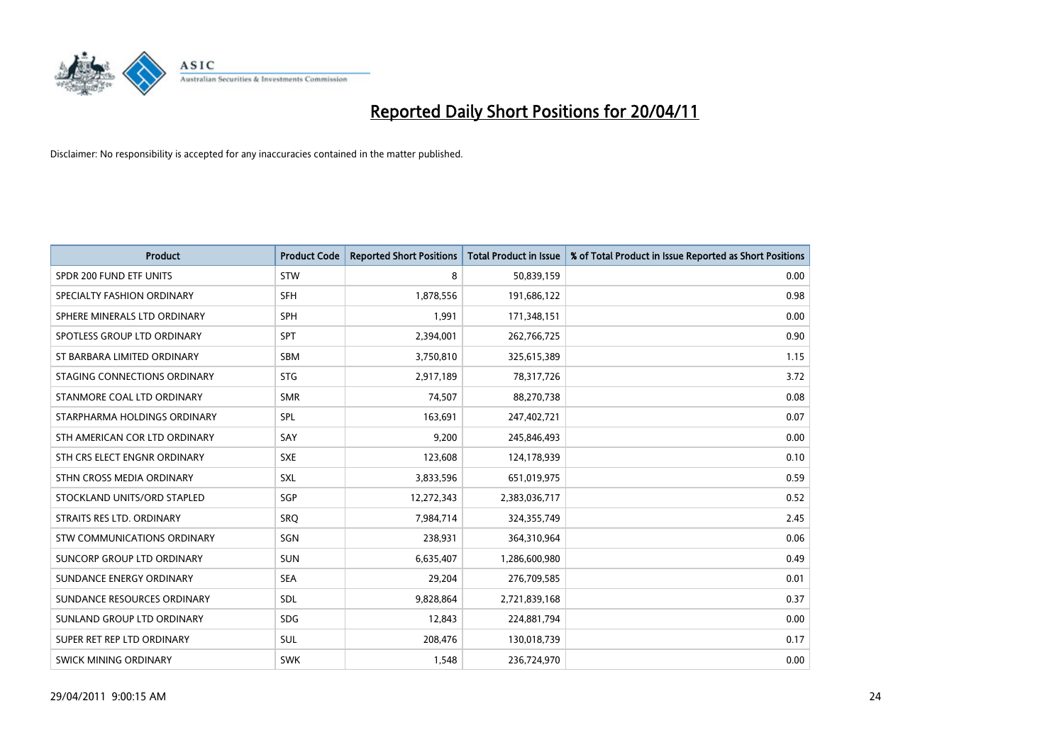# Reported Daily Short Positions for 20/04/11

Disclaimer: No responsibility is accepted for any inaccuracies contained in the matter published.

| Product | Product Code | Reported Short Positions | Total Product in Issue | % of Total Product in Issue Reported as Short Positions |
|---|---|---|---|---|
| SPDR 200 FUND ETF UNITS | STW | 8 | 50,839,159 | 0.00 |
| SPECIALTY FASHION ORDINARY | SFH | 1,878,556 | 191,686,122 | 0.98 |
| SPHERE MINERALS LTD ORDINARY | SPH | 1,991 | 171,348,151 | 0.00 |
| SPOTLESS GROUP LTD ORDINARY | SPT | 2,394,001 | 262,766,725 | 0.90 |
| ST BARBARA LIMITED ORDINARY | SBM | 3,750,810 | 325,615,389 | 1.15 |
| STAGING CONNECTIONS ORDINARY | STG | 2,917,189 | 78,317,726 | 3.72 |
| STANMORE COAL LTD ORDINARY | SMR | 74,507 | 88,270,738 | 0.08 |
| STARPHARMA HOLDINGS ORDINARY | SPL | 163,691 | 247,402,721 | 0.07 |
| STH AMERICAN COR LTD ORDINARY | SAY | 9,200 | 245,846,493 | 0.00 |
| STH CRS ELECT ENGNR ORDINARY | SXE | 123,608 | 124,178,939 | 0.10 |
| STHN CROSS MEDIA ORDINARY | SXL | 3,833,596 | 651,019,975 | 0.59 |
| STOCKLAND UNITS/ORD STAPLED | SGP | 12,272,343 | 2,383,036,717 | 0.52 |
| STRAITS RES LTD. ORDINARY | SRQ | 7,984,714 | 324,355,749 | 2.45 |
| STW COMMUNICATIONS ORDINARY | SGN | 238,931 | 364,310,964 | 0.06 |
| SUNCORP GROUP LTD ORDINARY | SUN | 6,635,407 | 1,286,600,980 | 0.49 |
| SUNDANCE ENERGY ORDINARY | SEA | 29,204 | 276,709,585 | 0.01 |
| SUNDANCE RESOURCES ORDINARY | SDL | 9,828,864 | 2,721,839,168 | 0.37 |
| SUNLAND GROUP LTD ORDINARY | SDG | 12,843 | 224,881,794 | 0.00 |
| SUPER RET REP LTD ORDINARY | SUL | 208,476 | 130,018,739 | 0.17 |
| SWICK MINING ORDINARY | SWK | 1,548 | 236,724,970 | 0.00 |

29/04/2011 9:00:15 AM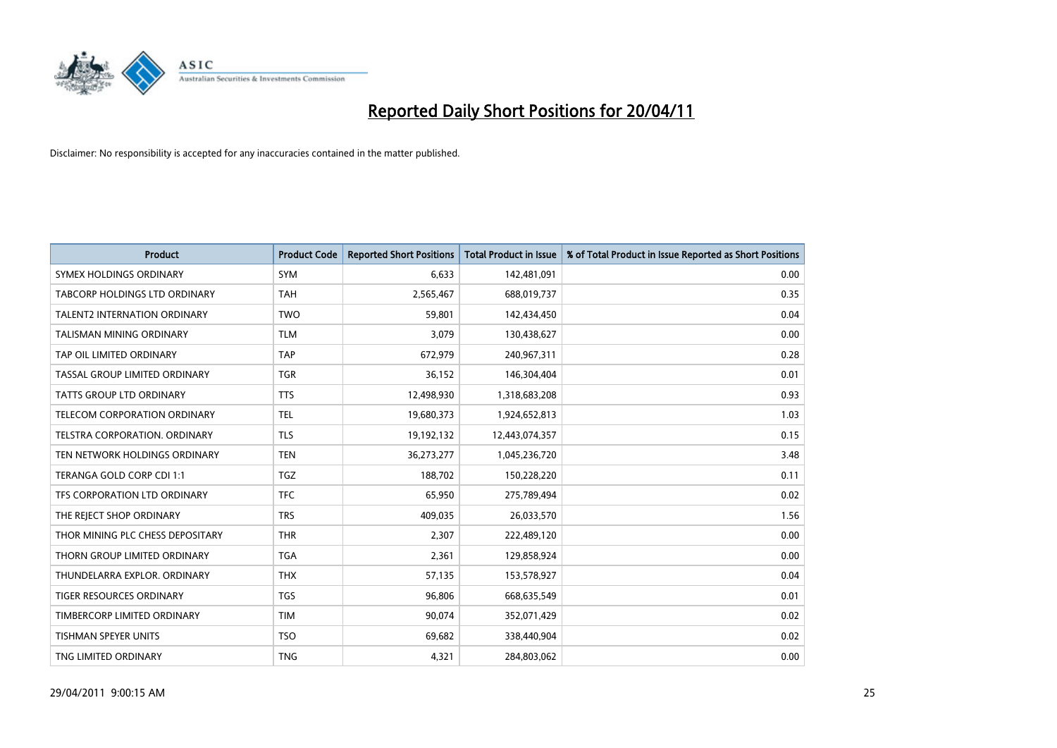# Reported Daily Short Positions for 20/04/11

Disclaimer: No responsibility is accepted for any inaccuracies contained in the matter published.

| Product | Product Code | Reported Short Positions | Total Product in Issue | % of Total Product in Issue Reported as Short Positions |
|---|---|---|---|---|
| SYMEX HOLDINGS ORDINARY | SYM | 6,633 | 142,481,091 | 0.00 |
| TABCORP HOLDINGS LTD ORDINARY | TAH | 2,565,467 | 688,019,737 | 0.35 |
| TALENT2 INTERNATION ORDINARY | TWO | 59,801 | 142,434,450 | 0.04 |
| TALISMAN MINING ORDINARY | TLM | 3,079 | 130,438,627 | 0.00 |
| TAP OIL LIMITED ORDINARY | TAP | 672,979 | 240,967,311 | 0.28 |
| TASSAL GROUP LIMITED ORDINARY | TGR | 36,152 | 146,304,404 | 0.01 |
| TATTS GROUP LTD ORDINARY | TTS | 12,498,930 | 1,318,683,208 | 0.93 |
| TELECOM CORPORATION ORDINARY | TEL | 19,680,373 | 1,924,652,813 | 1.03 |
| TELSTRA CORPORATION. ORDINARY | TLS | 19,192,132 | 12,443,074,357 | 0.15 |
| TEN NETWORK HOLDINGS ORDINARY | TEN | 36,273,277 | 1,045,236,720 | 3.48 |
| TERANGA GOLD CORP CDI 1:1 | TGZ | 188,702 | 150,228,220 | 0.11 |
| TFS CORPORATION LTD ORDINARY | TFC | 65,950 | 275,789,494 | 0.02 |
| THE REJECT SHOP ORDINARY | TRS | 409,035 | 26,033,570 | 1.56 |
| THOR MINING PLC CHESS DEPOSITARY | THR | 2,307 | 222,489,120 | 0.00 |
| THORN GROUP LIMITED ORDINARY | TGA | 2,361 | 129,858,924 | 0.00 |
| THUNDELARRA EXPLOR. ORDINARY | THX | 57,135 | 153,578,927 | 0.04 |
| TIGER RESOURCES ORDINARY | TGS | 96,806 | 668,635,549 | 0.01 |
| TIMBERCORP LIMITED ORDINARY | TIM | 90,074 | 352,071,429 | 0.02 |
| TISHMAN SPEYER UNITS | TSO | 69,682 | 338,440,904 | 0.02 |
| TNG LIMITED ORDINARY | TNG | 4,321 | 284,803,062 | 0.00 |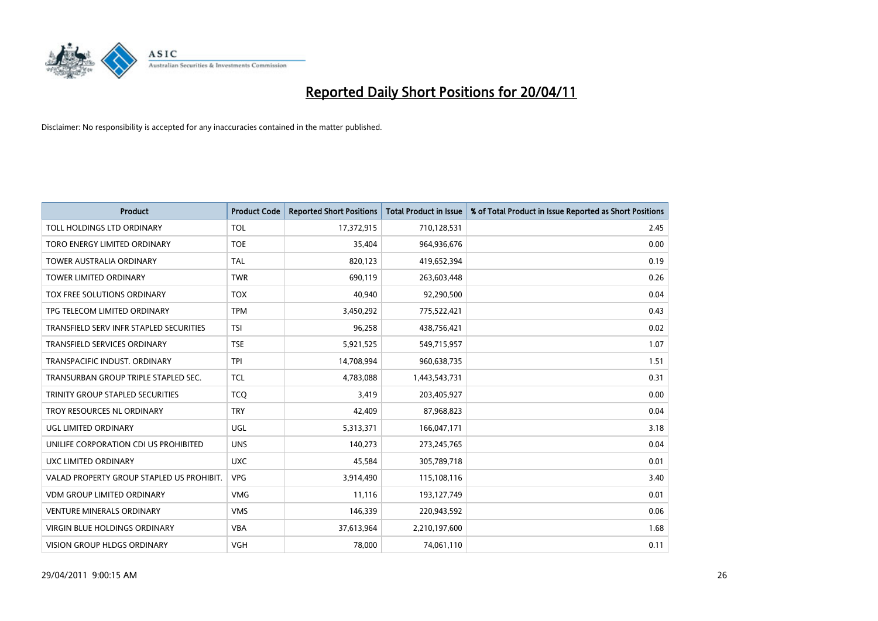# Reported Daily Short Positions for 20/04/11

Disclaimer: No responsibility is accepted for any inaccuracies contained in the matter published.

| Product | Product Code | Reported Short Positions | Total Product in Issue | % of Total Product in Issue Reported as Short Positions |
|---|---|---|---|---|
| TOLL HOLDINGS LTD ORDINARY | TOL | 17,372,915 | 710,128,531 | 2.45 |
| TORO ENERGY LIMITED ORDINARY | TOE | 35,404 | 964,936,676 | 0.00 |
| TOWER AUSTRALIA ORDINARY | TAL | 820,123 | 419,652,394 | 0.19 |
| TOWER LIMITED ORDINARY | TWR | 690,119 | 263,603,448 | 0.26 |
| TOX FREE SOLUTIONS ORDINARY | TOX | 40,940 | 92,290,500 | 0.04 |
| TPG TELECOM LIMITED ORDINARY | TPM | 3,450,292 | 775,522,421 | 0.43 |
| TRANSFIELD SERV INFR STAPLED SECURITIES | TSI | 96,258 | 438,756,421 | 0.02 |
| TRANSFIELD SERVICES ORDINARY | TSE | 5,921,525 | 549,715,957 | 1.07 |
| TRANSPACIFIC INDUST. ORDINARY | TPI | 14,708,994 | 960,638,735 | 1.51 |
| TRANSURBAN GROUP TRIPLE STAPLED SEC. | TCL | 4,783,088 | 1,443,543,731 | 0.31 |
| TRINITY GROUP STAPLED SECURITIES | TCQ | 3,419 | 203,405,927 | 0.00 |
| TROY RESOURCES NL ORDINARY | TRY | 42,409 | 87,968,823 | 0.04 |
| UGL LIMITED ORDINARY | UGL | 5,313,371 | 166,047,171 | 3.18 |
| UNILIFE CORPORATION CDI US PROHIBITED | UNS | 140,273 | 273,245,765 | 0.04 |
| UXC LIMITED ORDINARY | UXC | 45,584 | 305,789,718 | 0.01 |
| VALAD PROPERTY GROUP STAPLED US PROHIBIT. | VPG | 3,914,490 | 115,108,116 | 3.40 |
| VDM GROUP LIMITED ORDINARY | VMG | 11,116 | 193,127,749 | 0.01 |
| VENTURE MINERALS ORDINARY | VMS | 146,339 | 220,943,592 | 0.06 |
| VIRGIN BLUE HOLDINGS ORDINARY | VBA | 37,613,964 | 2,210,197,600 | 1.68 |
| VISION GROUP HLDGS ORDINARY | VGH | 78,000 | 74,061,110 | 0.11 |

29/04/2011 9:00:15 AM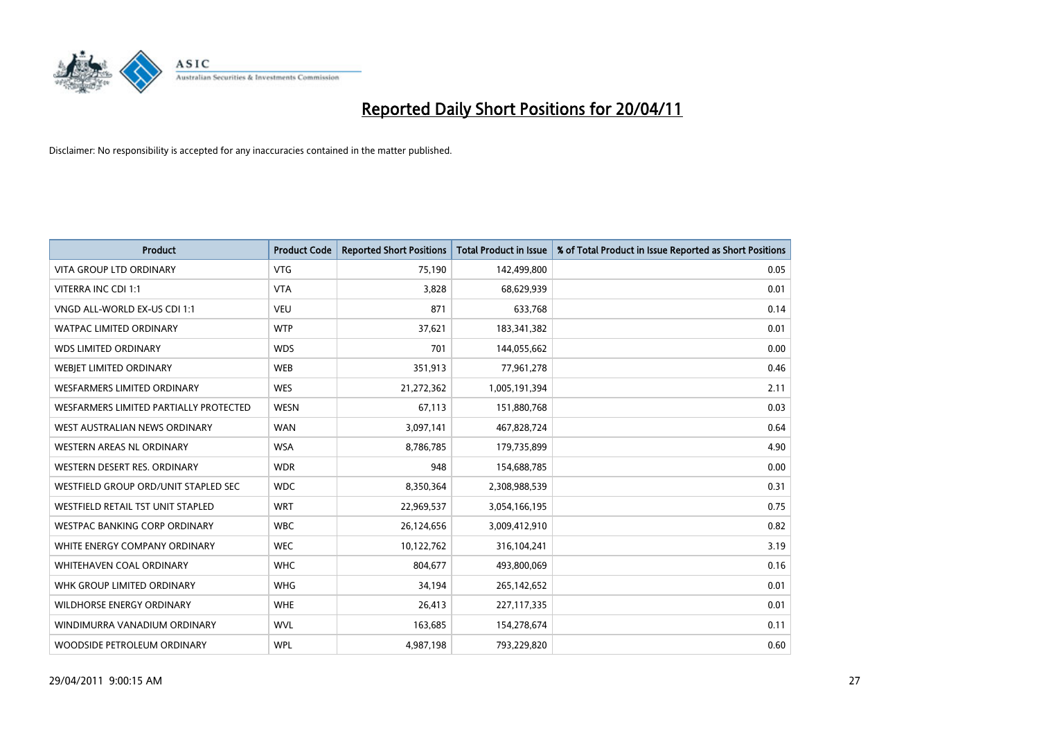# Reported Daily Short Positions for 20/04/11

Disclaimer: No responsibility is accepted for any inaccuracies contained in the matter published.

| Product | Product Code | Reported Short Positions | Total Product in Issue | % of Total Product in Issue Reported as Short Positions |
|---|---|---|---|---|
| VITA GROUP LTD ORDINARY | VTG | 75,190 | 142,499,800 | 0.05 |
| VITERRA INC CDI 1:1 | VTA | 3,828 | 68,629,939 | 0.01 |
| VNGD ALL-WORLD EX-US CDI 1:1 | VEU | 871 | 633,768 | 0.14 |
| WATPAC LIMITED ORDINARY | WTP | 37,621 | 183,341,382 | 0.01 |
| WDS LIMITED ORDINARY | WDS | 701 | 144,055,662 | 0.00 |
| WEBJET LIMITED ORDINARY | WEB | 351,913 | 77,961,278 | 0.46 |
| WESFARMERS LIMITED ORDINARY | WES | 21,272,362 | 1,005,191,394 | 2.11 |
| WESFARMERS LIMITED PARTIALLY PROTECTED | WESN | 67,113 | 151,880,768 | 0.03 |
| WEST AUSTRALIAN NEWS ORDINARY | WAN | 3,097,141 | 467,828,724 | 0.64 |
| WESTERN AREAS NL ORDINARY | WSA | 8,786,785 | 179,735,899 | 4.90 |
| WESTERN DESERT RES. ORDINARY | WDR | 948 | 154,688,785 | 0.00 |
| WESTFIELD GROUP ORD/UNIT STAPLED SEC | WDC | 8,350,364 | 2,308,988,539 | 0.31 |
| WESTFIELD RETAIL TST UNIT STAPLED | WRT | 22,969,537 | 3,054,166,195 | 0.75 |
| WESTPAC BANKING CORP ORDINARY | WBC | 26,124,656 | 3,009,412,910 | 0.82 |
| WHITE ENERGY COMPANY ORDINARY | WEC | 10,122,762 | 316,104,241 | 3.19 |
| WHITEHAVEN COAL ORDINARY | WHC | 804,677 | 493,800,069 | 0.16 |
| WHK GROUP LIMITED ORDINARY | WHG | 34,194 | 265,142,652 | 0.01 |
| WILDHORSE ENERGY ORDINARY | WHE | 26,413 | 227,117,335 | 0.01 |
| WINDIMURRA VANADIUM ORDINARY | WVL | 163,685 | 154,278,674 | 0.11 |
| WOODSIDE PETROLEUM ORDINARY | WPL | 4,987,198 | 793,229,820 | 0.60 |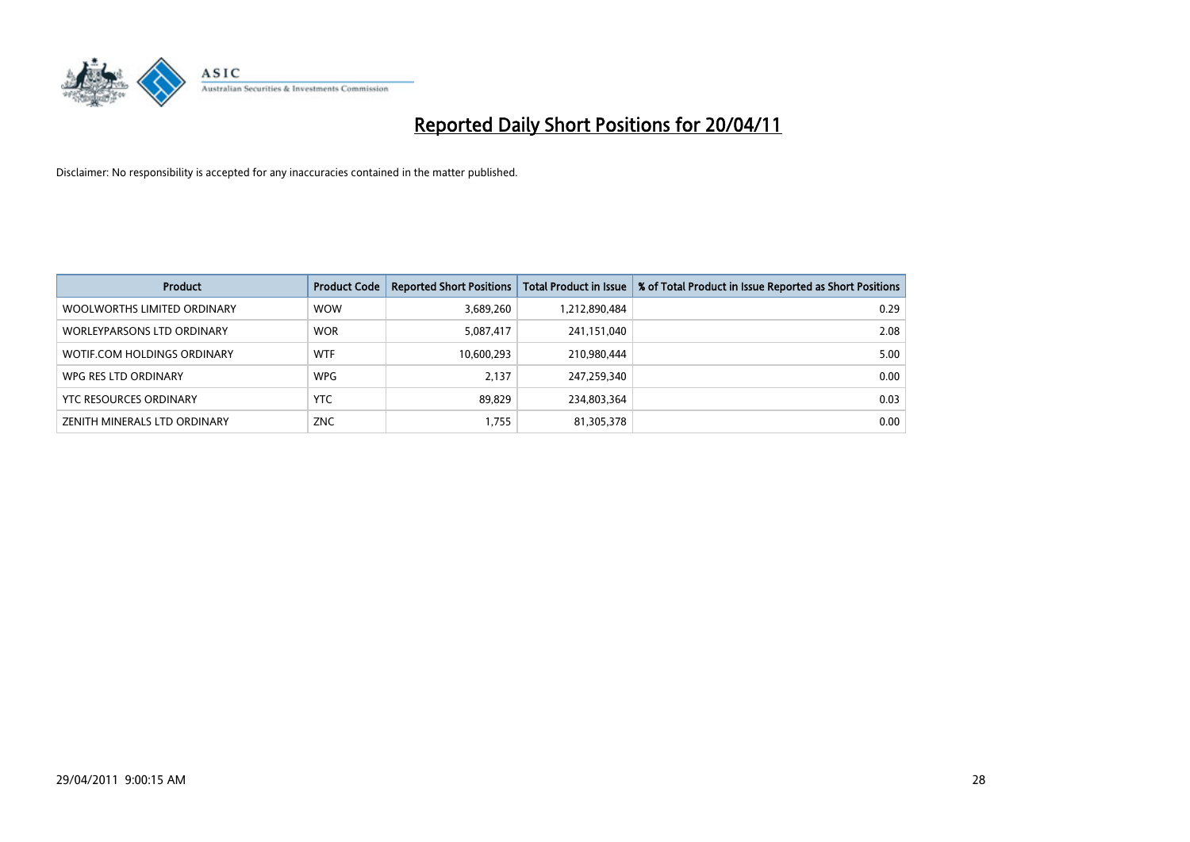# Reported Daily Short Positions for 20/04/11

Disclaimer: No responsibility is accepted for any inaccuracies contained in the matter published.

| Product | Product Code | Reported Short Positions | Total Product in Issue | % of Total Product in Issue Reported as Short Positions |
|---|---|---|---|---|
| WOOLWORTHS LIMITED ORDINARY | WOW | 3,689,260 | 1,212,890,484 | 0.29 |
| WORLEYPARSONS LTD ORDINARY | WOR | 5,087,417 | 241,151,040 | 2.08 |
| WOTIF.COM HOLDINGS ORDINARY | WTF | 10,600,293 | 210,980,444 | 5.00 |
| WPG RES LTD ORDINARY | WPG | 2,137 | 247,259,340 | 0.00 |
| YTC RESOURCES ORDINARY | YTC | 89,829 | 234,803,364 | 0.03 |
| ZENITH MINERALS LTD ORDINARY | ZNC | 1,755 | 81,305,378 | 0.00 |

29/04/2011 9:00:15 AM